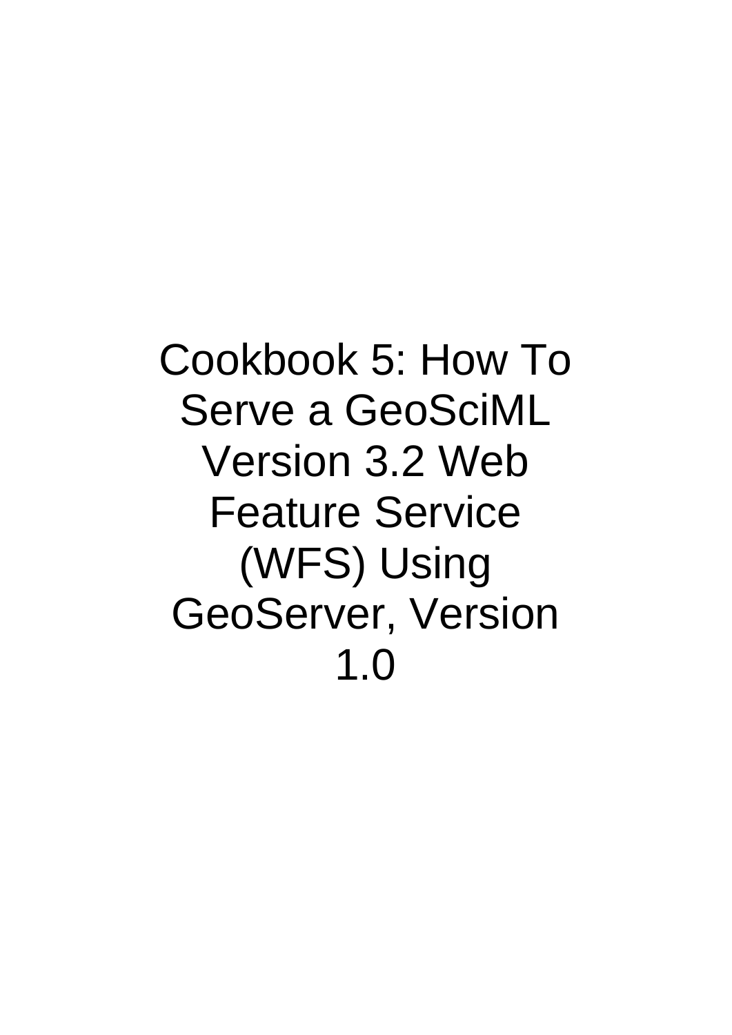# Cookbook 5: How To Serve a GeoSciML Version 3.2 Web Feature Service (WFS) Using GeoServer, Version 1.0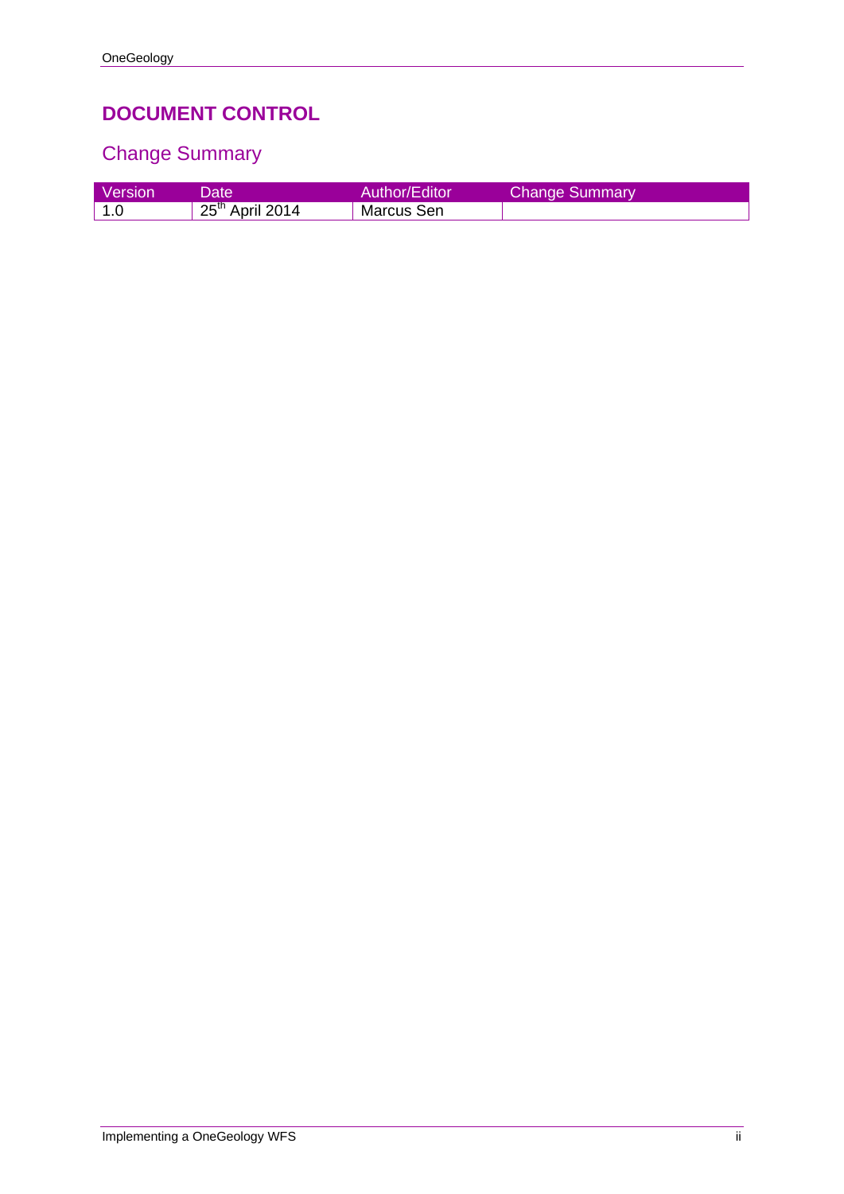# DOCUMENT CONTROL

## Change Summary

| Version | Date | Author/Editor | Change Summary |
| --- | --- | --- | --- |
| 1.0 | 25th April 2014 | Marcus Sen | |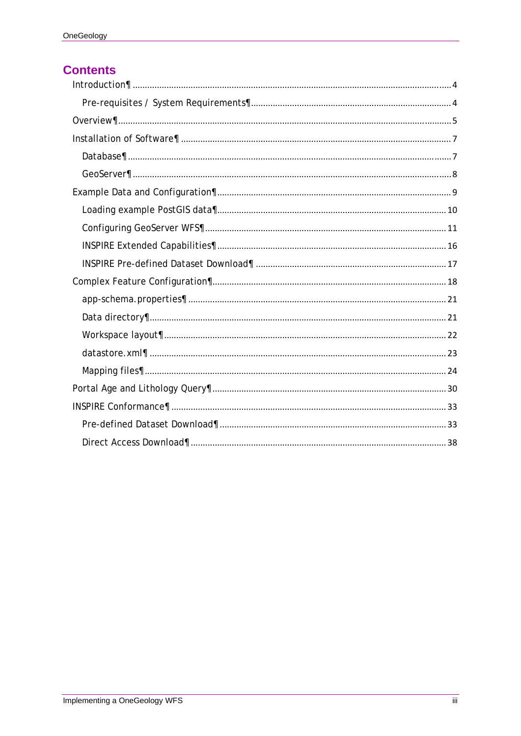# Contents

- Introduction¶ .......... 4
  - Pre-requisites / System Requirements¶ .......... 4
- Overview¶ .......... 5
- Installation of Software¶ .......... 7
  - Database¶ .......... 7
  - GeoServer¶ .......... 8
- Example Data and Configuration¶ .......... 9
  - Loading example PostGIS data¶ .......... 10
  - Configuring GeoServer WFS¶ .......... 11
  - INSPIRE Extended Capabilities¶ .......... 16
  - INSPIRE Pre-defined Dataset Download¶ .......... 17
- Complex Feature Configuration¶ .......... 18
  - app-schema.properties¶ .......... 21
  - Data directory¶ .......... 21
  - Workspace layout¶ .......... 22
  - datastore.xml¶ .......... 23
  - Mapping files¶ .......... 24
- Portal Age and Lithology Query¶ .......... 30
- INSPIRE Conformance¶ .......... 33
  - Pre-defined Dataset Download¶ .......... 33
  - Direct Access Download¶ .......... 38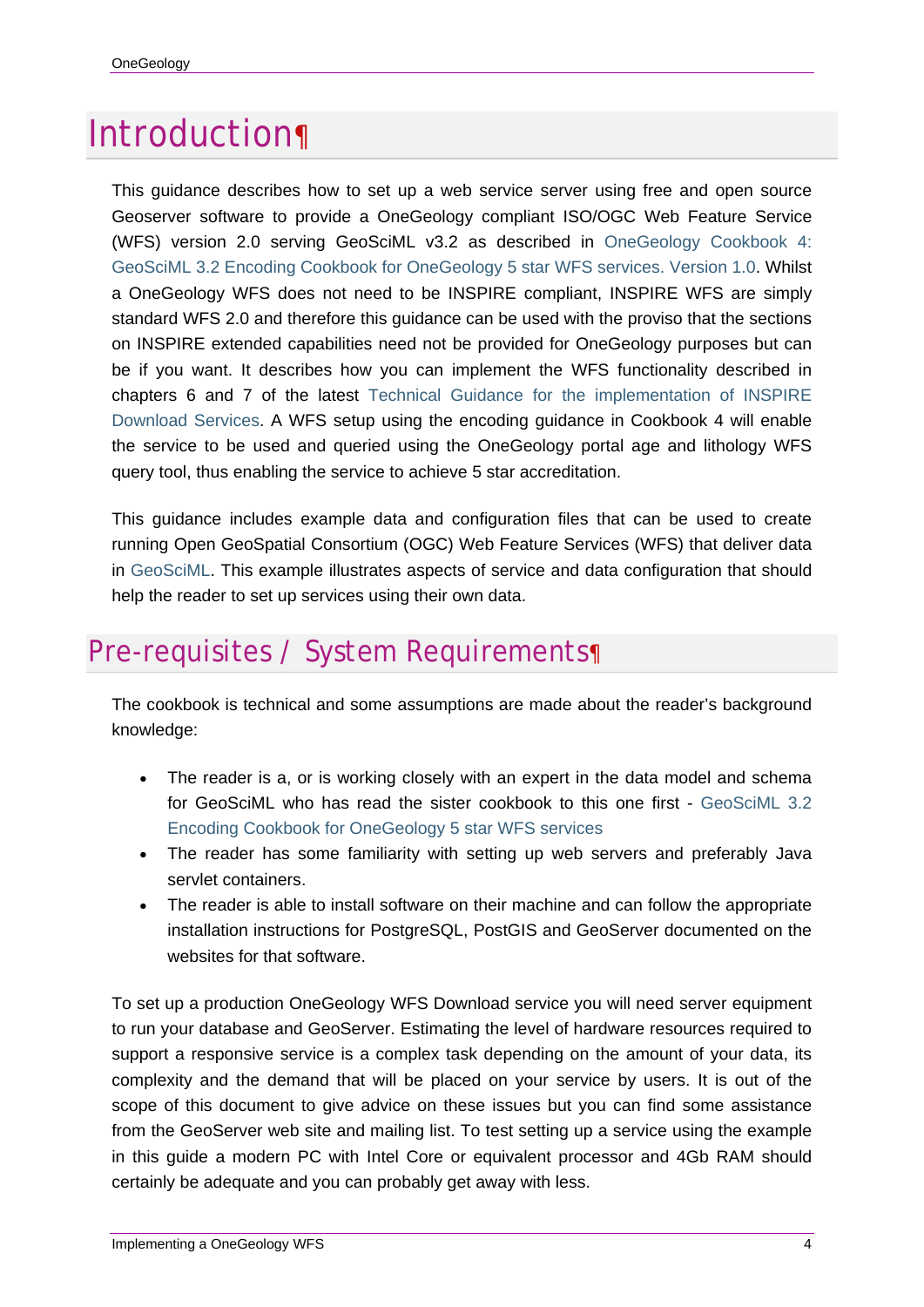# Introduction

This guidance describes how to set up a web service server using free and open source Geoserver software to provide a OneGeology compliant ISO/OGC Web Feature Service (WFS) version 2.0 serving GeoSciML v3.2 as described in OneGeology Cookbook 4: GeoSciML 3.2 Encoding Cookbook for OneGeology 5 star WFS services. Version 1.0. Whilst a OneGeology WFS does not need to be INSPIRE compliant, INSPIRE WFS are simply standard WFS 2.0 and therefore this guidance can be used with the proviso that the sections on INSPIRE extended capabilities need not be provided for OneGeology purposes but can be if you want. It describes how you can implement the WFS functionality described in chapters 6 and 7 of the latest Technical Guidance for the implementation of INSPIRE Download Services. A WFS setup using the encoding guidance in Cookbook 4 will enable the service to be used and queried using the OneGeology portal age and lithology WFS query tool, thus enabling the service to achieve 5 star accreditation.

This guidance includes example data and configuration files that can be used to create running Open GeoSpatial Consortium (OGC) Web Feature Services (WFS) that deliver data in GeoSciML. This example illustrates aspects of service and data configuration that should help the reader to set up services using their own data.

# Pre-requisites / System Requirements

The cookbook is technical and some assumptions are made about the reader's background knowledge:

- The reader is a, or is working closely with an expert in the data model and schema for GeoSciML who has read the sister cookbook to this one first - GeoSciML 3.2 Encoding Cookbook for OneGeology 5 star WFS services
- The reader has some familiarity with setting up web servers and preferably Java servlet containers.
- The reader is able to install software on their machine and can follow the appropriate installation instructions for PostgreSQL, PostGIS and GeoServer documented on the websites for that software.

To set up a production OneGeology WFS Download service you will need server equipment to run your database and GeoServer. Estimating the level of hardware resources required to support a responsive service is a complex task depending on the amount of your data, its complexity and the demand that will be placed on your service by users. It is out of the scope of this document to give advice on these issues but you can find some assistance from the GeoServer web site and mailing list. To test setting up a service using the example in this guide a modern PC with Intel Core or equivalent processor and 4Gb RAM should certainly be adequate and you can probably get away with less.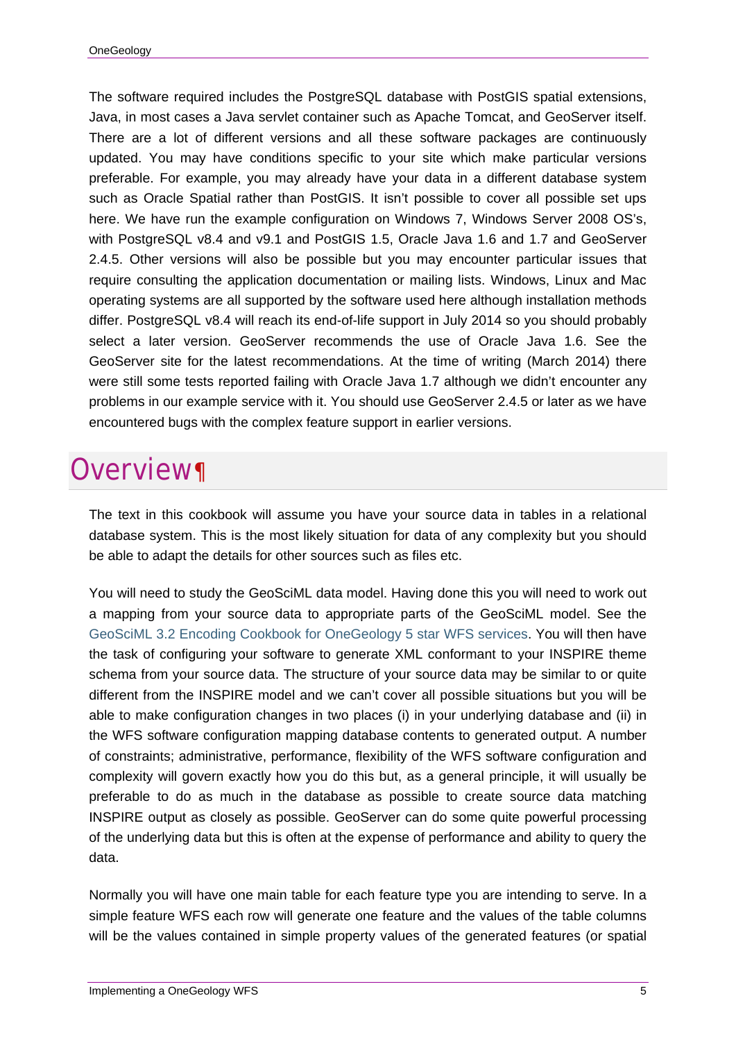The software required includes the PostgreSQL database with PostGIS spatial extensions, Java, in most cases a Java servlet container such as Apache Tomcat, and GeoServer itself. There are a lot of different versions and all these software packages are continuously updated. You may have conditions specific to your site which make particular versions preferable. For example, you may already have your data in a different database system such as Oracle Spatial rather than PostGIS. It isn't possible to cover all possible set ups here. We have run the example configuration on Windows 7, Windows Server 2008 OS's, with PostgreSQL v8.4 and v9.1 and PostGIS 1.5, Oracle Java 1.6 and 1.7 and GeoServer 2.4.5. Other versions will also be possible but you may encounter particular issues that require consulting the application documentation or mailing lists. Windows, Linux and Mac operating systems are all supported by the software used here although installation methods differ. PostgreSQL v8.4 will reach its end-of-life support in July 2014 so you should probably select a later version. GeoServer recommends the use of Oracle Java 1.6. See the GeoServer site for the latest recommendations. At the time of writing (March 2014) there were still some tests reported failing with Oracle Java 1.7 although we didn't encounter any problems in our example service with it. You should use GeoServer 2.4.5 or later as we have encountered bugs with the complex feature support in earlier versions.

# Overview¶

The text in this cookbook will assume you have your source data in tables in a relational database system. This is the most likely situation for data of any complexity but you should be able to adapt the details for other sources such as files etc.

You will need to study the GeoSciML data model. Having done this you will need to work out a mapping from your source data to appropriate parts of the GeoSciML model. See the GeoSciML 3.2 Encoding Cookbook for OneGeology 5 star WFS services. You will then have the task of configuring your software to generate XML conformant to your INSPIRE theme schema from your source data. The structure of your source data may be similar to or quite different from the INSPIRE model and we can't cover all possible situations but you will be able to make configuration changes in two places (i) in your underlying database and (ii) in the WFS software configuration mapping database contents to generated output. A number of constraints; administrative, performance, flexibility of the WFS software configuration and complexity will govern exactly how you do this but, as a general principle, it will usually be preferable to do as much in the database as possible to create source data matching INSPIRE output as closely as possible. GeoServer can do some quite powerful processing of the underlying data but this is often at the expense of performance and ability to query the data.

Normally you will have one main table for each feature type you are intending to serve. In a simple feature WFS each row will generate one feature and the values of the table columns will be the values contained in simple property values of the generated features (or spatial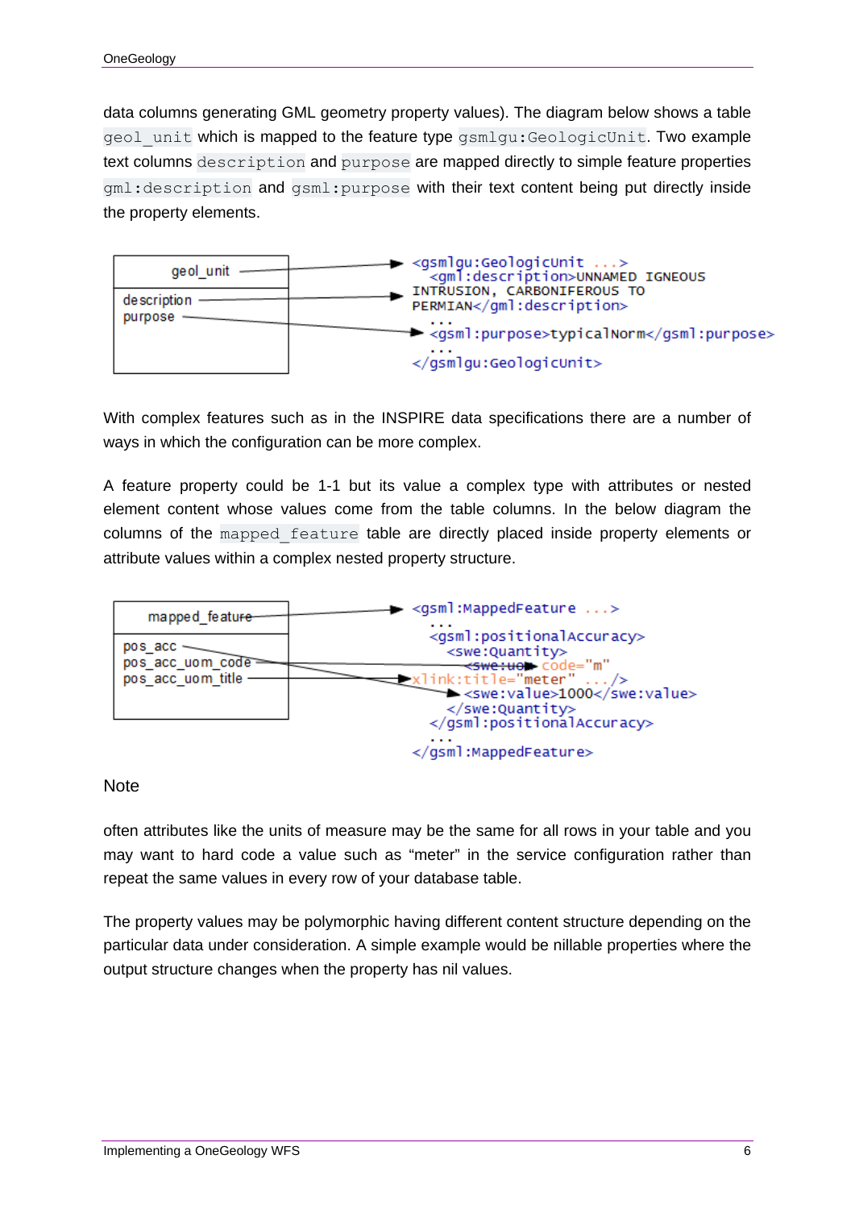data columns generating GML geometry property values). The diagram below shows a table `geol_unit` which is mapped to the feature type `gsmlgu:GeologicUnit`. Two example text columns `description` and `purpose` are mapped directly to simple feature properties `gml:description` and `gsml:purpose` with their text content being put directly inside the property elements.

```
geol_unit        ->  <gsmlgu:GeologicUnit ...>
description      ->    <gml:description>UNNAMED IGNEOUS
                       INTRUSION, CARBONIFEROUS TO
                       PERMIAN</gml:description>
                       ...
purpose          ->    <gsml:purpose>typicalNorm</gsml:purpose>
                       ...
                     </gsmlgu:GeologicUnit>
```

With complex features such as in the INSPIRE data specifications there are a number of ways in which the configuration can be more complex.

A feature property could be 1-1 but its value a complex type with attributes or nested element content whose values come from the table columns. In the below diagram the columns of the `mapped_feature` table are directly placed inside property elements or attribute values within a complex nested property structure.

```
mapped_feature     ->  <gsml:MappedFeature ...>
                         ...
                         <gsml:positionalAccuracy>
                           <swe:Quantity>
pos_acc_uom_code   ->        <swe:uom code="m"
pos_acc_uom_title  ->        xlink:title="meter" .../>
pos_acc            ->        <swe:value>1000</swe:value>
                           </swe:Quantity>
                         </gsml:positionalAccuracy>
                         ...
                       </gsml:MappedFeature>
```

Note

often attributes like the units of measure may be the same for all rows in your table and you may want to hard code a value such as "meter" in the service configuration rather than repeat the same values in every row of your database table.

The property values may be polymorphic having different content structure depending on the particular data under consideration. A simple example would be nillable properties where the output structure changes when the property has nil values.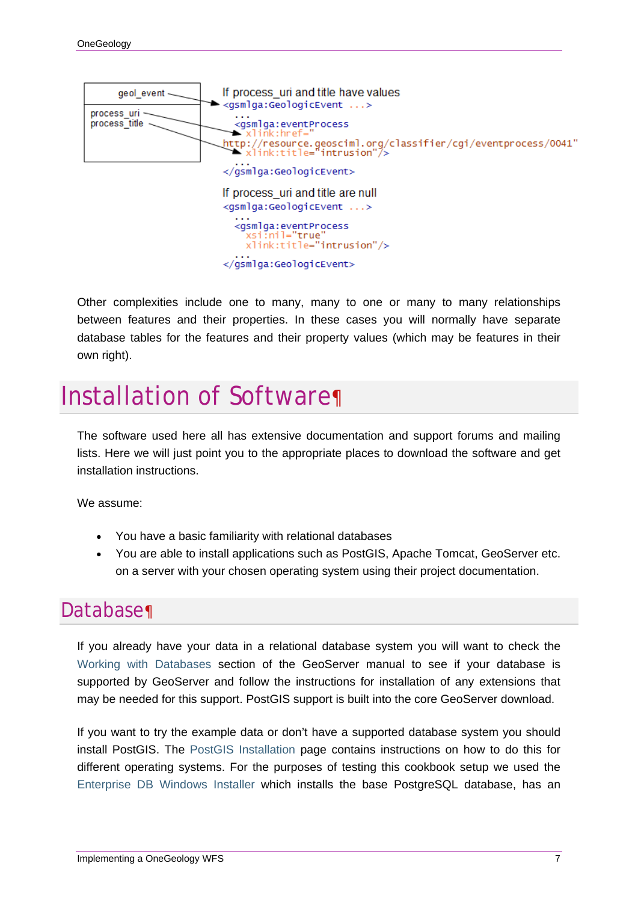geol_event

process_uri
process_title

If process_uri and title have values

```
<gsmlga:GeologicEvent ...>
  ...
  <gsmlga:eventProcess
    xlink:href="
http://resource.geosciml.org/classifier/cgi/eventprocess/0041"
    xlink:title="intrusion"/>
  ...
</gsmlga:GeologicEvent>
```

If process_uri and title are null

```
<gsmlga:GeologicEvent ...>
  ...
  <gsmlga:eventProcess
    xsi:nil="true"
    xlink:title="intrusion"/>
  ...
</gsmlga:GeologicEvent>
```

Other complexities include one to many, many to one or many to many relationships between features and their properties. In these cases you will normally have separate database tables for the features and their property values (which may be features in their own right).

# Installation of Software

The software used here all has extensive documentation and support forums and mailing lists. Here we will just point you to the appropriate places to download the software and get installation instructions.

We assume:

- You have a basic familiarity with relational databases
- You are able to install applications such as PostGIS, Apache Tomcat, GeoServer etc. on a server with your chosen operating system using their project documentation.

## Database

If you already have your data in a relational database system you will want to check the Working with Databases section of the GeoServer manual to see if your database is supported by GeoServer and follow the instructions for installation of any extensions that may be needed for this support. PostGIS support is built into the core GeoServer download.

If you want to try the example data or don't have a supported database system you should install PostGIS. The PostGIS Installation page contains instructions on how to do this for different operating systems. For the purposes of testing this cookbook setup we used the Enterprise DB Windows Installer which installs the base PostgreSQL database, has an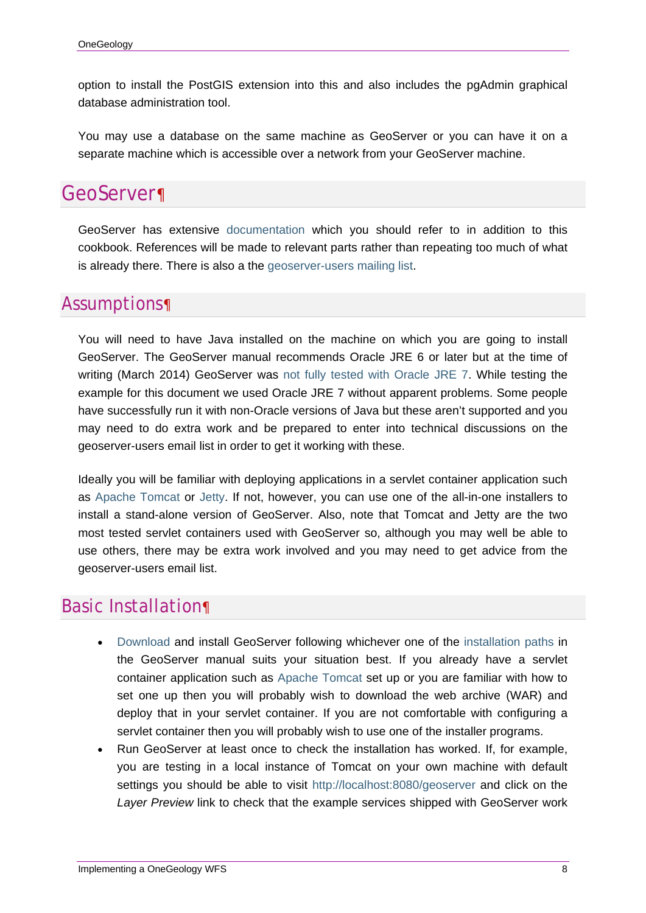option to install the PostGIS extension into this and also includes the pgAdmin graphical database administration tool.

You may use a database on the same machine as GeoServer or you can have it on a separate machine which is accessible over a network from your GeoServer machine.

## GeoServer¶

GeoServer has extensive documentation which you should refer to in addition to this cookbook. References will be made to relevant parts rather than repeating too much of what is already there. There is also a the geoserver-users mailing list.

### Assumptions¶

You will need to have Java installed on the machine on which you are going to install GeoServer. The GeoServer manual recommends Oracle JRE 6 or later but at the time of writing (March 2014) GeoServer was not fully tested with Oracle JRE 7. While testing the example for this document we used Oracle JRE 7 without apparent problems. Some people have successfully run it with non-Oracle versions of Java but these aren't supported and you may need to do extra work and be prepared to enter into technical discussions on the geoserver-users email list in order to get it working with these.

Ideally you will be familiar with deploying applications in a servlet container application such as Apache Tomcat or Jetty. If not, however, you can use one of the all-in-one installers to install a stand-alone version of GeoServer. Also, note that Tomcat and Jetty are the two most tested servlet containers used with GeoServer so, although you may well be able to use others, there may be extra work involved and you may need to get advice from the geoserver-users email list.

### Basic Installation¶

- Download and install GeoServer following whichever one of the installation paths in the GeoServer manual suits your situation best. If you already have a servlet container application such as Apache Tomcat set up or you are familiar with how to set one up then you will probably wish to download the web archive (WAR) and deploy that in your servlet container. If you are not comfortable with configuring a servlet container then you will probably wish to use one of the installer programs.
- Run GeoServer at least once to check the installation has worked. If, for example, you are testing in a local instance of Tomcat on your own machine with default settings you should be able to visit http://localhost:8080/geoserver and click on the *Layer Preview* link to check that the example services shipped with GeoServer work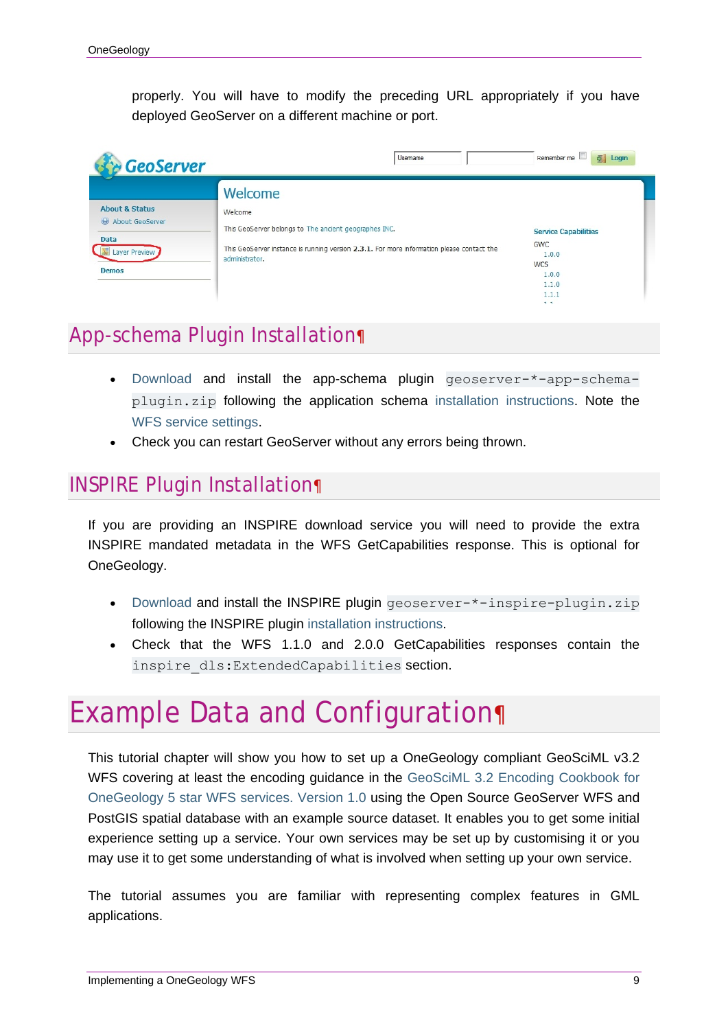properly. You will have to modify the preceding URL appropriately if you have deployed GeoServer on a different machine or port.

## App-schema Plugin Installation¶

- Download and install the app-schema plugin `geoserver-*-app-schema-plugin.zip` following the application schema installation instructions. Note the WFS service settings.
- Check you can restart GeoServer without any errors being thrown.

## INSPIRE Plugin Installation¶

If you are providing an INSPIRE download service you will need to provide the extra INSPIRE mandated metadata in the WFS GetCapabilities response. This is optional for OneGeology.

- Download and install the INSPIRE plugin `geoserver-*-inspire-plugin.zip` following the INSPIRE plugin installation instructions.
- Check that the WFS 1.1.0 and 2.0.0 GetCapabilities responses contain the `inspire_dls:ExtendedCapabilities` section.

# Example Data and Configuration¶

This tutorial chapter will show you how to set up a OneGeology compliant GeoSciML v3.2 WFS covering at least the encoding guidance in the GeoSciML 3.2 Encoding Cookbook for OneGeology 5 star WFS services. Version 1.0 using the Open Source GeoServer WFS and PostGIS spatial database with an example source dataset. It enables you to get some initial experience setting up a service. Your own services may be set up by customising it or you may use it to get some understanding of what is involved when setting up your own service.

The tutorial assumes you are familiar with representing complex features in GML applications.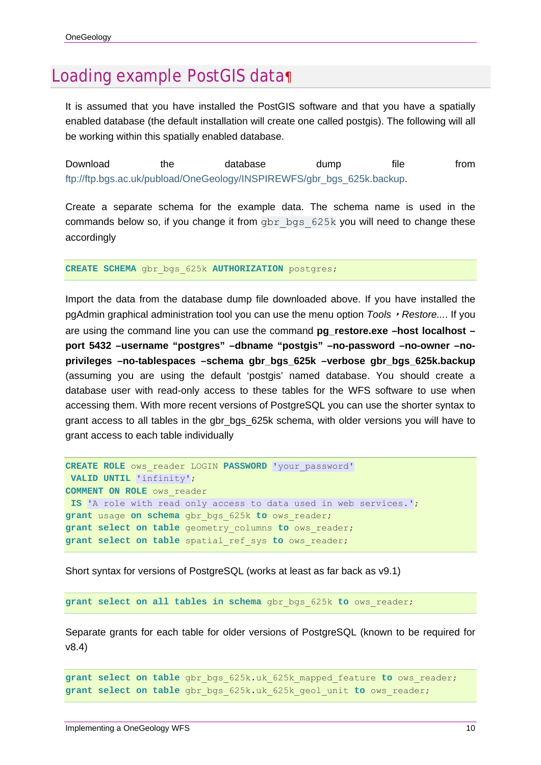# Loading example PostGIS data¶

It is assumed that you have installed the PostGIS software and that you have a spatially enabled database (the default installation will create one called postgis). The following will all be working within this spatially enabled database.

Download the database dump file from ftp://ftp.bgs.ac.uk/pubload/OneGeology/INSPIREWFS/gbr_bgs_625k.backup.

Create a separate schema for the example data. The schema name is used in the commands below so, if you change it from `gbr_bgs_625k` you will need to change these accordingly

```
CREATE SCHEMA gbr_bgs_625k AUTHORIZATION postgres;
```

Import the data from the database dump file downloaded above. If you have installed the pgAdmin graphical administration tool you can use the menu option *Tools ‣ Restore...*. If you are using the command line you can use the command **pg_restore.exe –host localhost –port 5432 –username “postgres” –dbname “postgis” –no-password –no-owner –no-privileges –no-tablespaces –schema gbr_bgs_625k –verbose gbr_bgs_625k.backup** (assuming you are using the default ‘postgis’ named database. You should create a database user with read-only access to these tables for the WFS software to use when accessing them. With more recent versions of PostgreSQL you can use the shorter syntax to grant access to all tables in the gbr_bgs_625k schema, with older versions you will have to grant access to each table individually

```
CREATE ROLE ows_reader LOGIN PASSWORD 'your_password'
 VALID UNTIL 'infinity';
COMMENT ON ROLE ows_reader
 IS 'A role with read only access to data used in web services.';
grant usage on schema gbr_bgs_625k to ows_reader;
grant select on table geometry_columns to ows_reader;
grant select on table spatial_ref_sys to ows_reader;
```

Short syntax for versions of PostgreSQL (works at least as far back as v9.1)

```
grant select on all tables in schema gbr_bgs_625k to ows_reader;
```

Separate grants for each table for older versions of PostgreSQL (known to be required for v8.4)

```
grant select on table gbr_bgs_625k.uk_625k_mapped_feature to ows_reader;
grant select on table gbr_bgs_625k.uk_625k_geol_unit to ows_reader;
```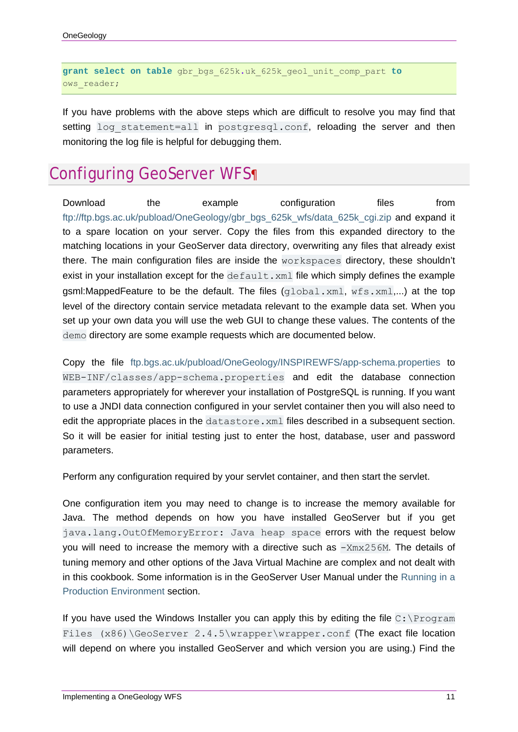```
grant select on table gbr_bgs_625k.uk_625k_geol_unit_comp_part to
ows_reader;
```

If you have problems with the above steps which are difficult to resolve you may find that setting `log_statement=all` in `postgresql.conf`, reloading the server and then monitoring the log file is helpful for debugging them.

# Configuring GeoServer WFS¶

Download the example configuration files from ftp://ftp.bgs.ac.uk/pubload/OneGeology/gbr_bgs_625k_wfs/data_625k_cgi.zip and expand it to a spare location on your server. Copy the files from this expanded directory to the matching locations in your GeoServer data directory, overwriting any files that already exist there. The main configuration files are inside the `workspaces` directory, these shouldn't exist in your installation except for the `default.xml` file which simply defines the example gsml:MappedFeature to be the default. The files (`global.xml`, `wfs.xml`,...) at the top level of the directory contain service metadata relevant to the example data set. When you set up your own data you will use the web GUI to change these values. The contents of the `demo` directory are some example requests which are documented below.

Copy the file ftp.bgs.ac.uk/pubload/OneGeology/INSPIREWFS/app-schema.properties to `WEB-INF/classes/app-schema.properties` and edit the database connection parameters appropriately for wherever your installation of PostgreSQL is running. If you want to use a JNDI data connection configured in your servlet container then you will also need to edit the appropriate places in the `datastore.xml` files described in a subsequent section. So it will be easier for initial testing just to enter the host, database, user and password parameters.

Perform any configuration required by your servlet container, and then start the servlet.

One configuration item you may need to change is to increase the memory available for Java. The method depends on how you have installed GeoServer but if you get `java.lang.OutOfMemoryError: Java heap space` errors with the request below you will need to increase the memory with a directive such as `-Xmx256M`. The details of tuning memory and other options of the Java Virtual Machine are complex and not dealt with in this cookbook. Some information is in the GeoServer User Manual under the Running in a Production Environment section.

If you have used the Windows Installer you can apply this by editing the file `C:\Program Files (x86)\GeoServer 2.4.5\wrapper\wrapper.conf` (The exact file location will depend on where you installed GeoServer and which version you are using.) Find the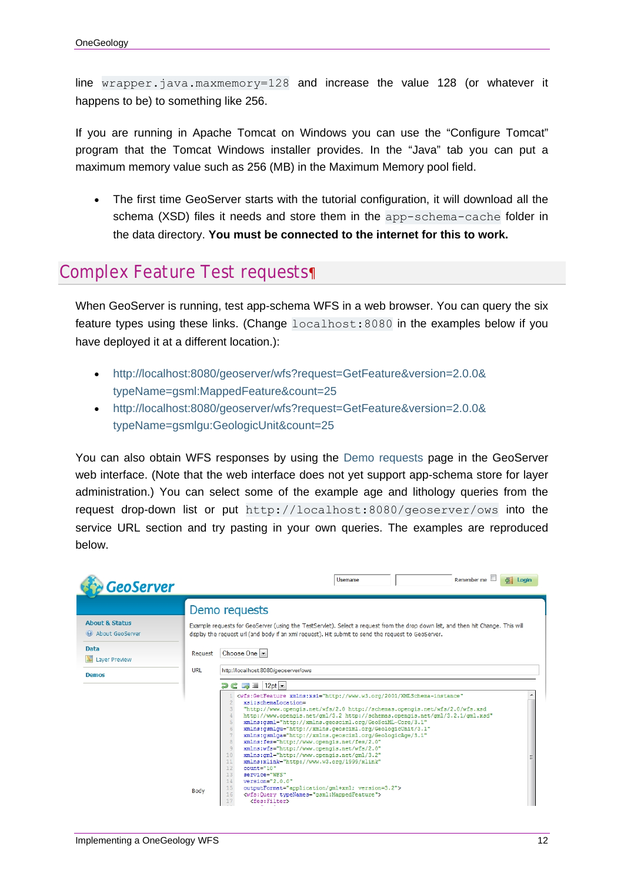line `wrapper.java.maxmemory=128` and increase the value 128 (or whatever it happens to be) to something like 256.

If you are running in Apache Tomcat on Windows you can use the “Configure Tomcat” program that the Tomcat Windows installer provides. In the “Java” tab you can put a maximum memory value such as 256 (MB) in the Maximum Memory pool field.

- The first time GeoServer starts with the tutorial configuration, it will download all the schema (XSD) files it needs and store them in the `app-schema-cache` folder in the data directory. **You must be connected to the internet for this to work.**

## Complex Feature Test requests¶

When GeoServer is running, test app-schema WFS in a web browser. You can query the six feature types using these links. (Change `localhost:8080` in the examples below if you have deployed it at a different location.):

- http://localhost:8080/geoserver/wfs?request=GetFeature&version=2.0.0&typeName=gsml:MappedFeature&count=25
- http://localhost:8080/geoserver/wfs?request=GetFeature&version=2.0.0&typeName=gsmlgu:GeologicUnit&count=25

You can also obtain WFS responses by using the Demo requests page in the GeoServer web interface. (Note that the web interface does not yet support app-schema store for layer administration.) You can select some of the example age and lithology queries from the request drop-down list or put `http://localhost:8080/geoserver/ows` into the service URL section and try pasting in your own queries. The examples are reproduced below.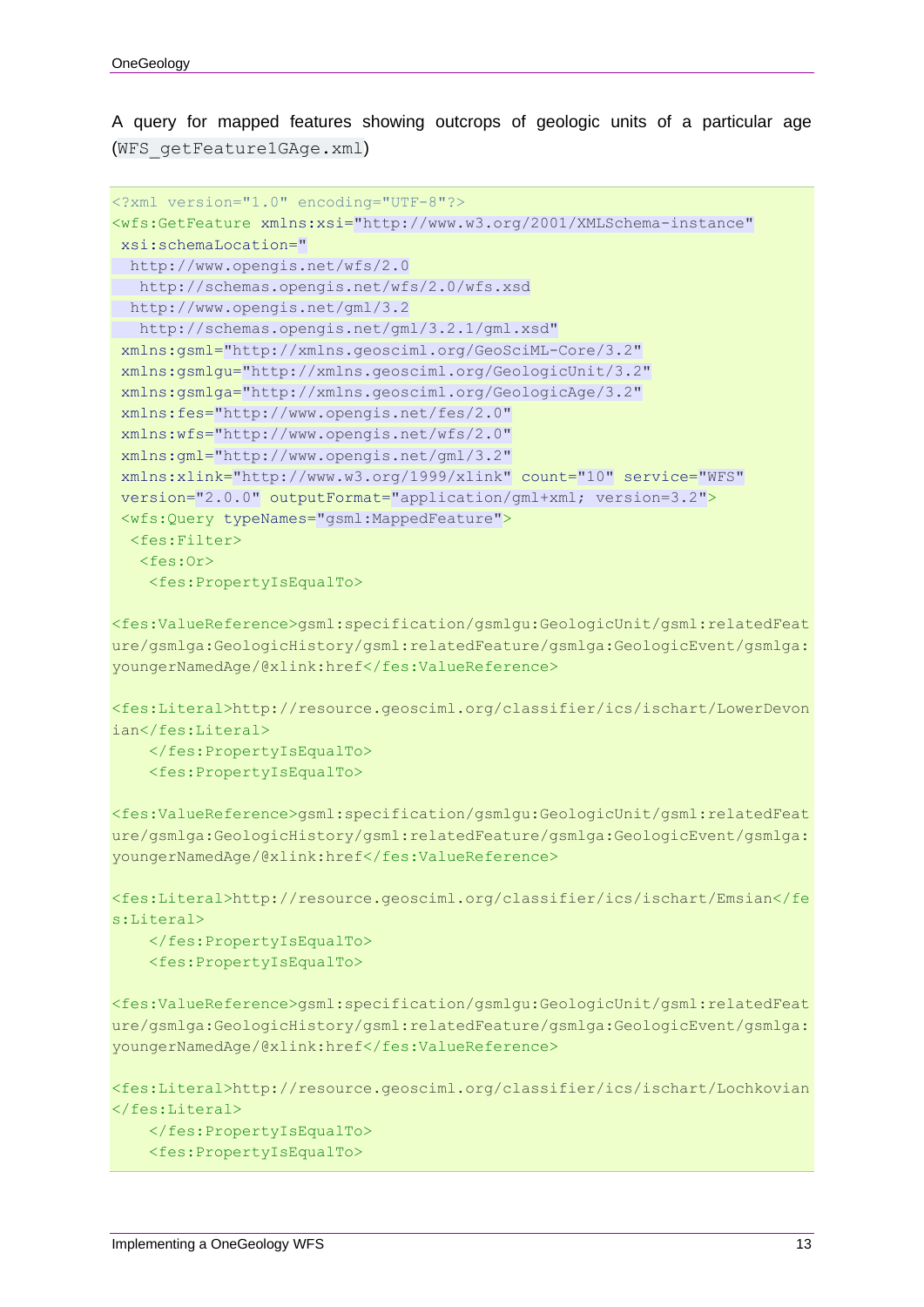A query for mapped features showing outcrops of geologic units of a particular age (`WFS_getFeature1GAge.xml`)

```
<?xml version="1.0" encoding="UTF-8"?>
<wfs:GetFeature xmlns:xsi="http://www.w3.org/2001/XMLSchema-instance"
 xsi:schemaLocation="
  http://www.opengis.net/wfs/2.0
   http://schemas.opengis.net/wfs/2.0/wfs.xsd
  http://www.opengis.net/gml/3.2
   http://schemas.opengis.net/gml/3.2.1/gml.xsd"
 xmlns:gsml="http://xmlns.geosciml.org/GeoSciML-Core/3.2"
 xmlns:gsmlgu="http://xmlns.geosciml.org/GeologicUnit/3.2"
 xmlns:gsmlga="http://xmlns.geosciml.org/GeologicAge/3.2"
 xmlns:fes="http://www.opengis.net/fes/2.0"
 xmlns:wfs="http://www.opengis.net/wfs/2.0"
 xmlns:gml="http://www.opengis.net/gml/3.2"
 xmlns:xlink="http://www.w3.org/1999/xlink" count="10" service="WFS"
 version="2.0.0" outputFormat="application/gml+xml; version=3.2">
 <wfs:Query typeNames="gsml:MappedFeature">
  <fes:Filter>
   <fes:Or>
    <fes:PropertyIsEqualTo>

<fes:ValueReference>gsml:specification/gsmlgu:GeologicUnit/gsml:relatedFeature/gsmlga:GeologicHistory/gsml:relatedFeature/gsmlga:GeologicEvent/gsmlga:youngerNamedAge/@xlink:href</fes:ValueReference>

<fes:Literal>http://resource.geosciml.org/classifier/ics/ischart/LowerDevonian</fes:Literal>
    </fes:PropertyIsEqualTo>
    <fes:PropertyIsEqualTo>

<fes:ValueReference>gsml:specification/gsmlgu:GeologicUnit/gsml:relatedFeature/gsmlga:GeologicHistory/gsml:relatedFeature/gsmlga:GeologicEvent/gsmlga:youngerNamedAge/@xlink:href</fes:ValueReference>

<fes:Literal>http://resource.geosciml.org/classifier/ics/ischart/Emsian</fes:Literal>
    </fes:PropertyIsEqualTo>
    <fes:PropertyIsEqualTo>

<fes:ValueReference>gsml:specification/gsmlgu:GeologicUnit/gsml:relatedFeature/gsmlga:GeologicHistory/gsml:relatedFeature/gsmlga:GeologicEvent/gsmlga:youngerNamedAge/@xlink:href</fes:ValueReference>

<fes:Literal>http://resource.geosciml.org/classifier/ics/ischart/Lochkovian</fes:Literal>
    </fes:PropertyIsEqualTo>
    <fes:PropertyIsEqualTo>
```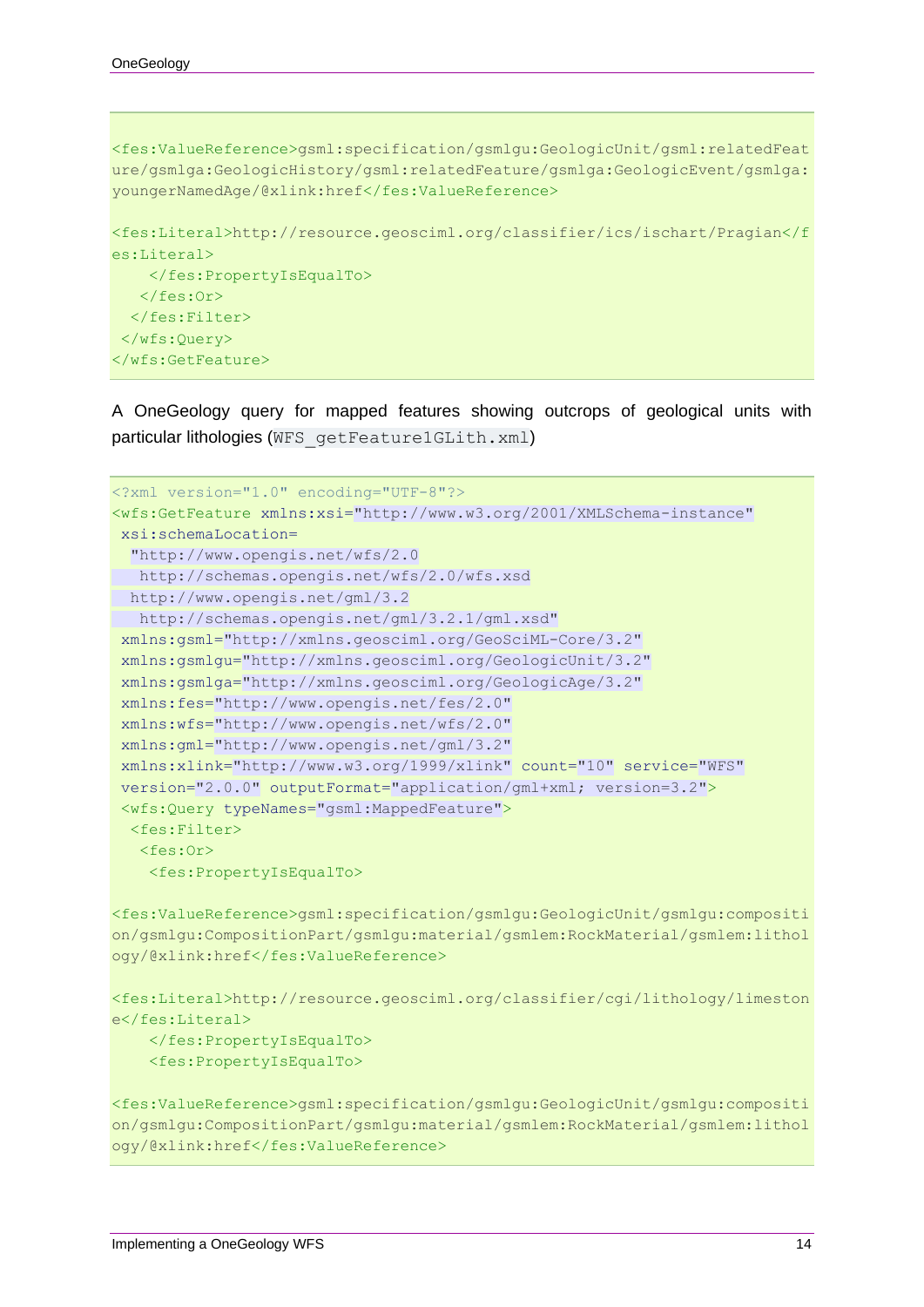```
<fes:ValueReference>gsml:specification/gsmlgu:GeologicUnit/gsml:relatedFeature/gsmlga:GeologicHistory/gsml:relatedFeature/gsmlga:GeologicEvent/gsmlga:youngerNamedAge/@xlink:href</fes:ValueReference>

<fes:Literal>http://resource.geosciml.org/classifier/ics/ischart/Pragian</fes:Literal>
    </fes:PropertyIsEqualTo>
   </fes:Or>
  </fes:Filter>
 </wfs:Query>
</wfs:GetFeature>
```

A OneGeology query for mapped features showing outcrops of geological units with particular lithologies (`WFS_getFeature1GLith.xml`)

```
<?xml version="1.0" encoding="UTF-8"?>
<wfs:GetFeature xmlns:xsi="http://www.w3.org/2001/XMLSchema-instance"
 xsi:schemaLocation=
  "http://www.opengis.net/wfs/2.0
   http://schemas.opengis.net/wfs/2.0/wfs.xsd
  http://www.opengis.net/gml/3.2
   http://schemas.opengis.net/gml/3.2.1/gml.xsd"
 xmlns:gsml="http://xmlns.geosciml.org/GeoSciML-Core/3.2"
 xmlns:gsmlgu="http://xmlns.geosciml.org/GeologicUnit/3.2"
 xmlns:gsmlga="http://xmlns.geosciml.org/GeologicAge/3.2"
 xmlns:fes="http://www.opengis.net/fes/2.0"
 xmlns:wfs="http://www.opengis.net/wfs/2.0"
 xmlns:gml="http://www.opengis.net/gml/3.2"
 xmlns:xlink="http://www.w3.org/1999/xlink" count="10" service="WFS"
 version="2.0.0" outputFormat="application/gml+xml; version=3.2">
 <wfs:Query typeNames="gsml:MappedFeature">
  <fes:Filter>
   <fes:Or>
    <fes:PropertyIsEqualTo>

<fes:ValueReference>gsml:specification/gsmlgu:GeologicUnit/gsmlgu:composition/gsmlgu:CompositionPart/gsmlgu:material/gsmlem:RockMaterial/gsmlem:lithology/@xlink:href</fes:ValueReference>

<fes:Literal>http://resource.geosciml.org/classifier/cgi/lithology/limestone</fes:Literal>
    </fes:PropertyIsEqualTo>
    <fes:PropertyIsEqualTo>

<fes:ValueReference>gsml:specification/gsmlgu:GeologicUnit/gsmlgu:composition/gsmlgu:CompositionPart/gsmlgu:material/gsmlem:RockMaterial/gsmlem:lithology/@xlink:href</fes:ValueReference>
```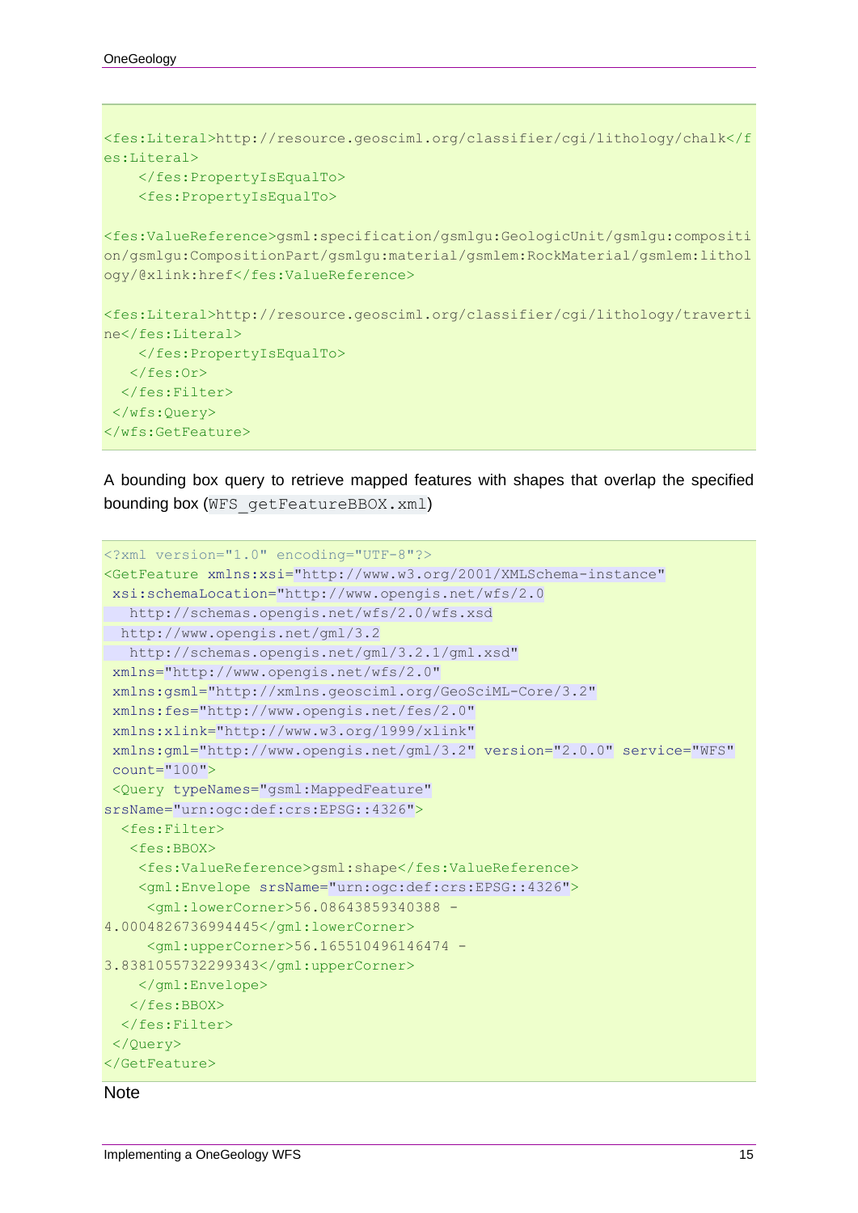```
<fes:Literal>http://resource.geosciml.org/classifier/cgi/lithology/chalk</fes:Literal>
    </fes:PropertyIsEqualTo>
    <fes:PropertyIsEqualTo>

<fes:ValueReference>gsml:specification/gsmlgu:GeologicUnit/gsmlgu:composition/gsmlgu:CompositionPart/gsmlgu:material/gsmlem:RockMaterial/gsmlem:lithology/@xlink:href</fes:ValueReference>

<fes:Literal>http://resource.geosciml.org/classifier/cgi/lithology/travertine</fes:Literal>
    </fes:PropertyIsEqualTo>
   </fes:Or>
  </fes:Filter>
 </wfs:Query>
</wfs:GetFeature>
```

A bounding box query to retrieve mapped features with shapes that overlap the specified bounding box (`WFS_getFeatureBBOX.xml`)

```
<?xml version="1.0" encoding="UTF-8"?>
<GetFeature xmlns:xsi="http://www.w3.org/2001/XMLSchema-instance"
 xsi:schemaLocation="http://www.opengis.net/wfs/2.0
   http://schemas.opengis.net/wfs/2.0/wfs.xsd
  http://www.opengis.net/gml/3.2
   http://schemas.opengis.net/gml/3.2.1/gml.xsd"
 xmlns="http://www.opengis.net/wfs/2.0"
 xmlns:gsml="http://xmlns.geosciml.org/GeoSciML-Core/3.2"
 xmlns:fes="http://www.opengis.net/fes/2.0"
 xmlns:xlink="http://www.w3.org/1999/xlink"
 xmlns:gml="http://www.opengis.net/gml/3.2" version="2.0.0" service="WFS"
 count="100">
 <Query typeNames="gsml:MappedFeature"
srsName="urn:ogc:def:crs:EPSG::4326">
  <fes:Filter>
   <fes:BBOX>
    <fes:ValueReference>gsml:shape</fes:ValueReference>
    <gml:Envelope srsName="urn:ogc:def:crs:EPSG::4326">
     <gml:lowerCorner>56.08643859340388 -
4.0004826736994445</gml:lowerCorner>
     <gml:upperCorner>56.165510496146474 -
3.8381055732299343</gml:upperCorner>
    </gml:Envelope>
   </fes:BBOX>
  </fes:Filter>
 </Query>
</GetFeature>
```

Note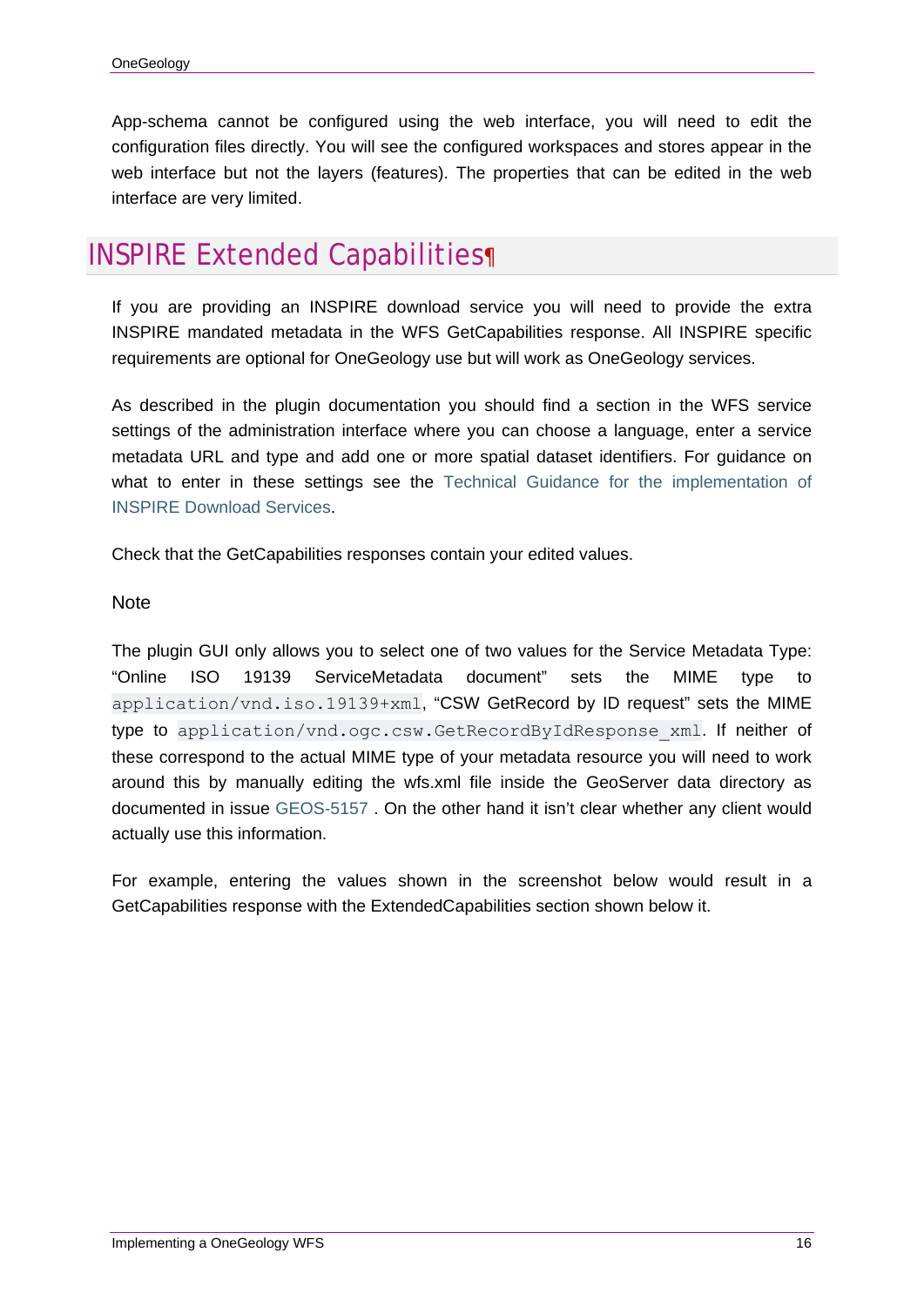App-schema cannot be configured using the web interface, you will need to edit the configuration files directly. You will see the configured workspaces and stores appear in the web interface but not the layers (features). The properties that can be edited in the web interface are very limited.

## INSPIRE Extended Capabilities¶

If you are providing an INSPIRE download service you will need to provide the extra INSPIRE mandated metadata in the WFS GetCapabilities response. All INSPIRE specific requirements are optional for OneGeology use but will work as OneGeology services.

As described in the plugin documentation you should find a section in the WFS service settings of the administration interface where you can choose a language, enter a service metadata URL and type and add one or more spatial dataset identifiers. For guidance on what to enter in these settings see the Technical Guidance for the implementation of INSPIRE Download Services.

Check that the GetCapabilities responses contain your edited values.

Note

The plugin GUI only allows you to select one of two values for the Service Metadata Type: “Online ISO 19139 ServiceMetadata document” sets the MIME type to `application/vnd.iso.19139+xml`, “CSW GetRecord by ID request” sets the MIME type to `application/vnd.ogc.csw.GetRecordByIdResponse_xml`. If neither of these correspond to the actual MIME type of your metadata resource you will need to work around this by manually editing the wfs.xml file inside the GeoServer data directory as documented in issue GEOS-5157 . On the other hand it isn’t clear whether any client would actually use this information.

For example, entering the values shown in the screenshot below would result in a GetCapabilities response with the ExtendedCapabilities section shown below it.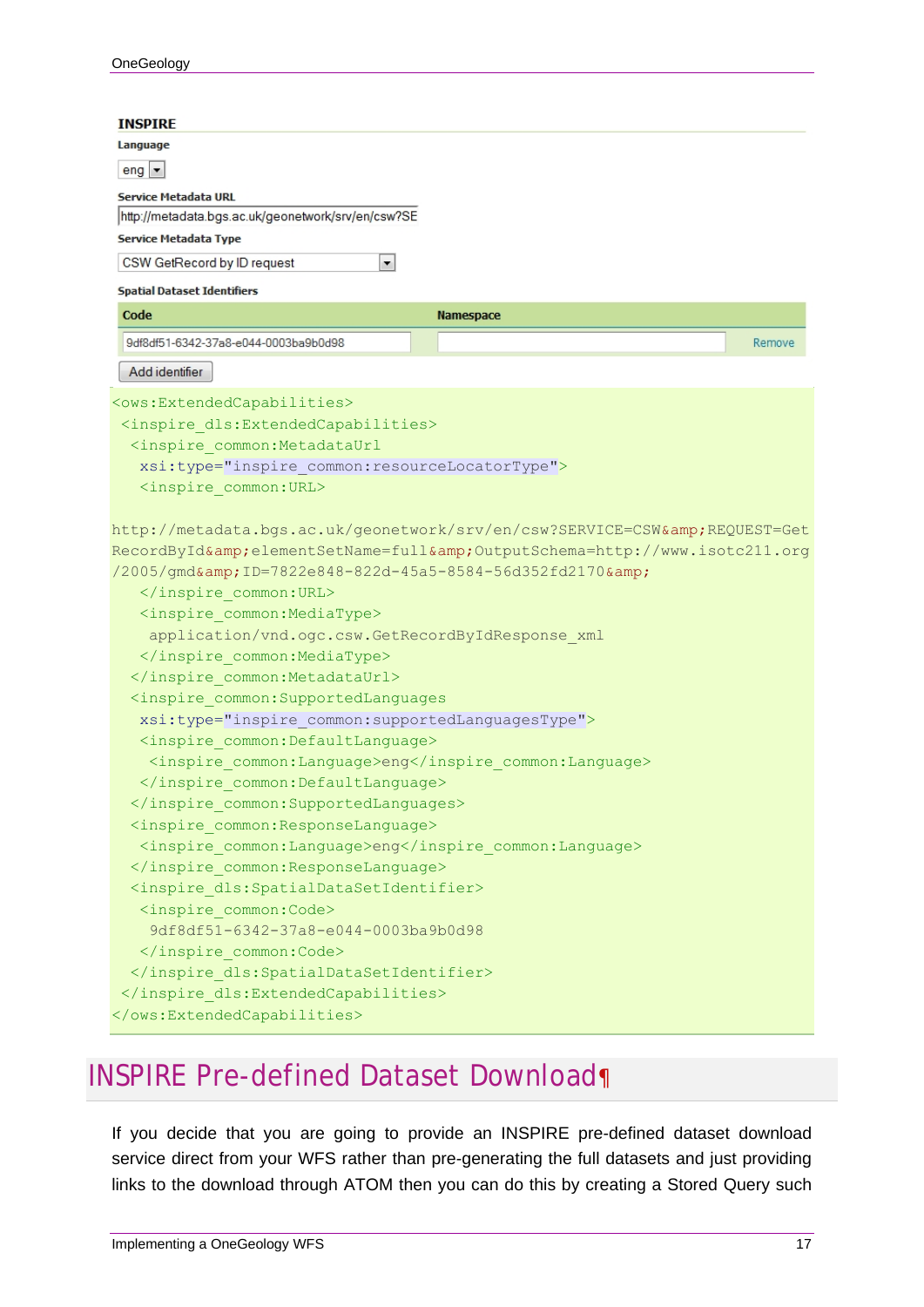**INSPIRE**

**Language**

eng

**Service Metadata URL**

http://metadata.bgs.ac.uk/geonetwork/srv/en/csw?SE

**Service Metadata Type**

CSW GetRecord by ID request

**Spatial Dataset Identifiers**

| Code | Namespace | |
|---|---|---|
| 9df8df51-6342-37a8-e044-0003ba9b0d98 | | Remove |

Add identifier

```
<ows:ExtendedCapabilities>
 <inspire_dls:ExtendedCapabilities>
  <inspire_common:MetadataUrl
   xsi:type="inspire_common:resourceLocatorType">
   <inspire_common:URL>

http://metadata.bgs.ac.uk/geonetwork/srv/en/csw?SERVICE=CSW&amp;REQUEST=Get
RecordById&amp;elementSetName=full&amp;OutputSchema=http://www.isotc211.org
/2005/gmd&amp;ID=7822e848-822d-45a5-8584-56d352fd2170&amp;
   </inspire_common:URL>
   <inspire_common:MediaType>
    application/vnd.ogc.csw.GetRecordByIdResponse_xml
   </inspire_common:MediaType>
  </inspire_common:MetadataUrl>
  <inspire_common:SupportedLanguages
   xsi:type="inspire_common:supportedLanguagesType">
   <inspire_common:DefaultLanguage>
    <inspire_common:Language>eng</inspire_common:Language>
   </inspire_common:DefaultLanguage>
  </inspire_common:SupportedLanguages>
  <inspire_common:ResponseLanguage>
   <inspire_common:Language>eng</inspire_common:Language>
  </inspire_common:ResponseLanguage>
  <inspire_dls:SpatialDataSetIdentifier>
   <inspire_common:Code>
    9df8df51-6342-37a8-e044-0003ba9b0d98
   </inspire_common:Code>
  </inspire_dls:SpatialDataSetIdentifier>
 </inspire_dls:ExtendedCapabilities>
</ows:ExtendedCapabilities>
```

# INSPIRE Pre-defined Dataset Download

If you decide that you are going to provide an INSPIRE pre-defined dataset download service direct from your WFS rather than pre-generating the full datasets and just providing links to the download through ATOM then you can do this by creating a Stored Query such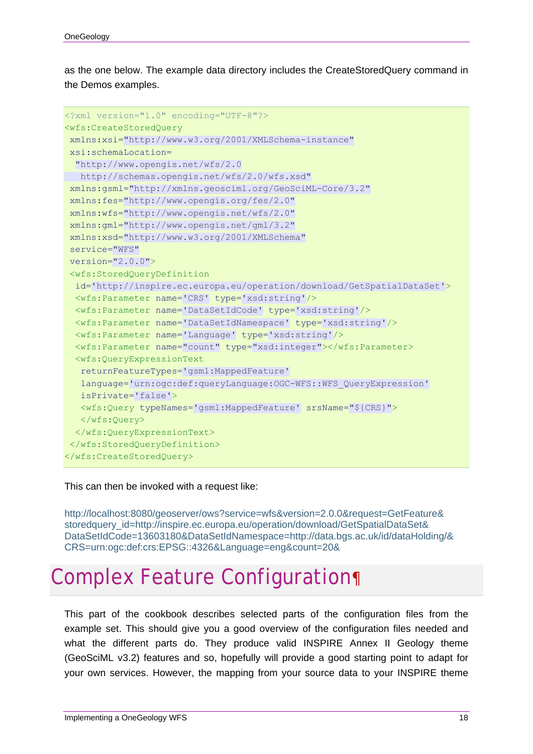as the one below. The example data directory includes the CreateStoredQuery command in the Demos examples.

```
<?xml version="1.0" encoding="UTF-8"?>
<wfs:CreateStoredQuery
 xmlns:xsi="http://www.w3.org/2001/XMLSchema-instance"
 xsi:schemaLocation=
  "http://www.opengis.net/wfs/2.0
   http://schemas.opengis.net/wfs/2.0/wfs.xsd"
 xmlns:gsml="http://xmlns.geosciml.org/GeoSciML-Core/3.2"
 xmlns:fes="http://www.opengis.org/fes/2.0"
 xmlns:wfs="http://www.opengis.net/wfs/2.0"
 xmlns:gml="http://www.opengis.net/gml/3.2"
 xmlns:xsd="http://www.w3.org/2001/XMLSchema"
 service="WFS"
 version="2.0.0">
 <wfs:StoredQueryDefinition
  id='http://inspire.ec.europa.eu/operation/download/GetSpatialDataSet'>
  <wfs:Parameter name='CRS' type='xsd:string'/>
  <wfs:Parameter name='DataSetIdCode' type='xsd:string'/>
  <wfs:Parameter name='DataSetIdNamespace' type='xsd:string'/>
  <wfs:Parameter name='Language' type='xsd:string'/>
  <wfs:Parameter name="count" type="xsd:integer"></wfs:Parameter>
  <wfs:QueryExpressionText
   returnFeatureTypes='gsml:MappedFeature'
   language='urn:ogc:def:queryLanguage:OGC-WFS::WFS_QueryExpression'
   isPrivate='false'>
   <wfs:Query typeNames='gsml:MappedFeature' srsName="${CRS}">
   </wfs:Query>
  </wfs:QueryExpressionText>
 </wfs:StoredQueryDefinition>
</wfs:CreateStoredQuery>
```

This can then be invoked with a request like:

http://localhost:8080/geoserver/ows?service=wfs&version=2.0.0&request=GetFeature&storedquery_id=http://inspire.ec.europa.eu/operation/download/GetSpatialDataSet&DataSetIdCode=13603180&DataSetIdNamespace=http://data.bgs.ac.uk/id/dataHolding/&CRS=urn:ogc:def:crs:EPSG::4326&Language=eng&count=20&

# Complex Feature Configuration

This part of the cookbook describes selected parts of the configuration files from the example set. This should give you a good overview of the configuration files needed and what the different parts do. They produce valid INSPIRE Annex II Geology theme (GeoSciML v3.2) features and so, hopefully will provide a good starting point to adapt for your own services. However, the mapping from your source data to your INSPIRE theme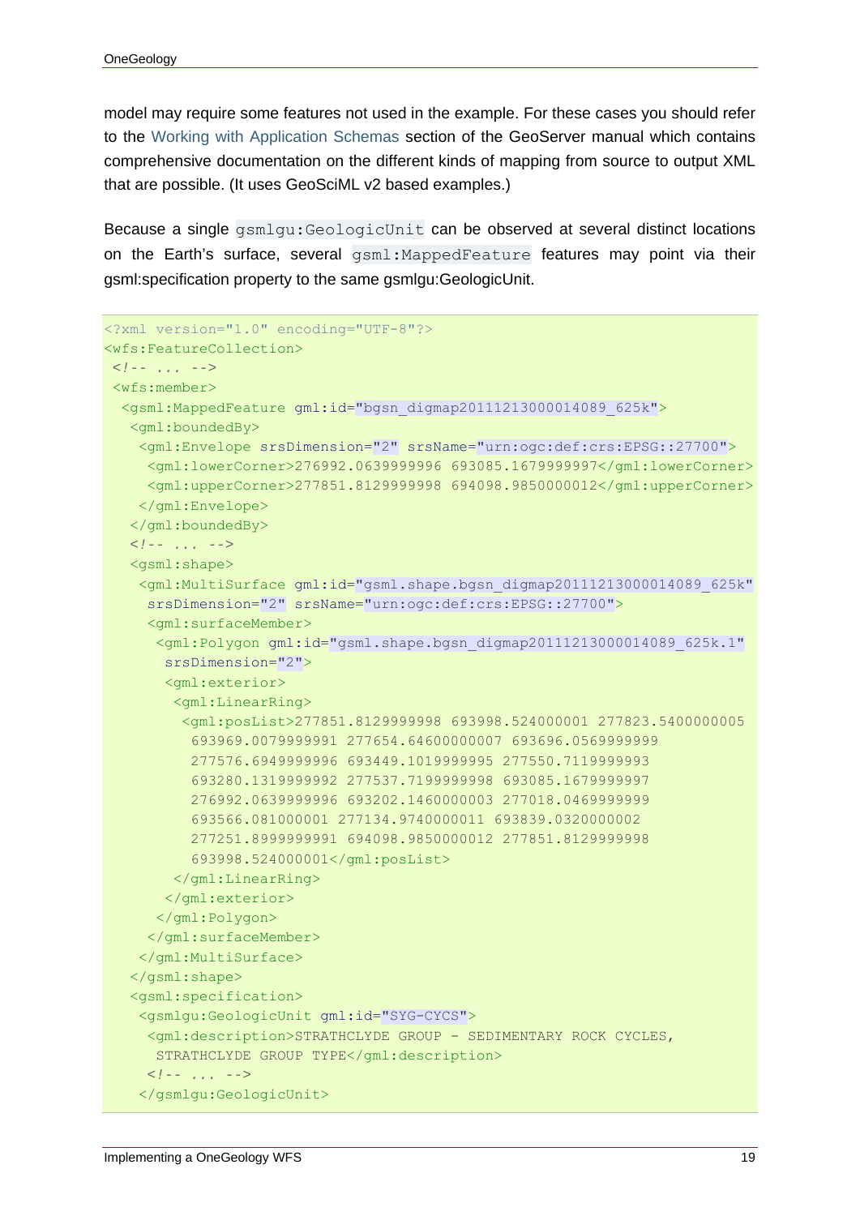model may require some features not used in the example. For these cases you should refer to the Working with Application Schemas section of the GeoServer manual which contains comprehensive documentation on the different kinds of mapping from source to output XML that are possible. (It uses GeoSciML v2 based examples.)

Because a single `gsmlgu:GeologicUnit` can be observed at several distinct locations on the Earth's surface, several `gsml:MappedFeature` features may point via their gsml:specification property to the same gsmlgu:GeologicUnit.

```
<?xml version="1.0" encoding="UTF-8"?>
<wfs:FeatureCollection>
 <!-- ... -->
 <wfs:member>
  <gsml:MappedFeature gml:id="bgsn_digmap20111213000014089_625k">
   <gml:boundedBy>
    <gml:Envelope srsDimension="2" srsName="urn:ogc:def:crs:EPSG::27700">
     <gml:lowerCorner>276992.0639999996 693085.1679999997</gml:lowerCorner>
     <gml:upperCorner>277851.8129999998 694098.9850000012</gml:upperCorner>
    </gml:Envelope>
   </gml:boundedBy>
   <!-- ... -->
   <gsml:shape>
    <gml:MultiSurface gml:id="gsml.shape.bgsn_digmap20111213000014089_625k"
     srsDimension="2" srsName="urn:ogc:def:crs:EPSG::27700">
     <gml:surfaceMember>
      <gml:Polygon gml:id="gsml.shape.bgsn_digmap20111213000014089_625k.1"
       srsDimension="2">
       <gml:exterior>
        <gml:LinearRing>
         <gml:posList>277851.8129999998 693998.524000001 277823.5400000005
          693969.0079999991 277654.64600000007 693696.0569999999
          277576.6949999996 693449.1019999995 277550.7119999993
          693280.1319999992 277537.7199999998 693085.1679999997
          276992.0639999996 693202.1460000003 277018.0469999999
          693566.081000001 277134.9740000011 693839.0320000002
          277251.8999999991 694098.9850000012 277851.8129999998
          693998.524000001</gml:posList>
        </gml:LinearRing>
       </gml:exterior>
      </gml:Polygon>
     </gml:surfaceMember>
    </gml:MultiSurface>
   </gsml:shape>
   <gsml:specification>
    <gsmlgu:GeologicUnit gml:id="SYG-CYCS">
     <gml:description>STRATHCLYDE GROUP - SEDIMENTARY ROCK CYCLES,
      STRATHCLYDE GROUP TYPE</gml:description>
     <!-- ... -->
    </gsmlgu:GeologicUnit>
```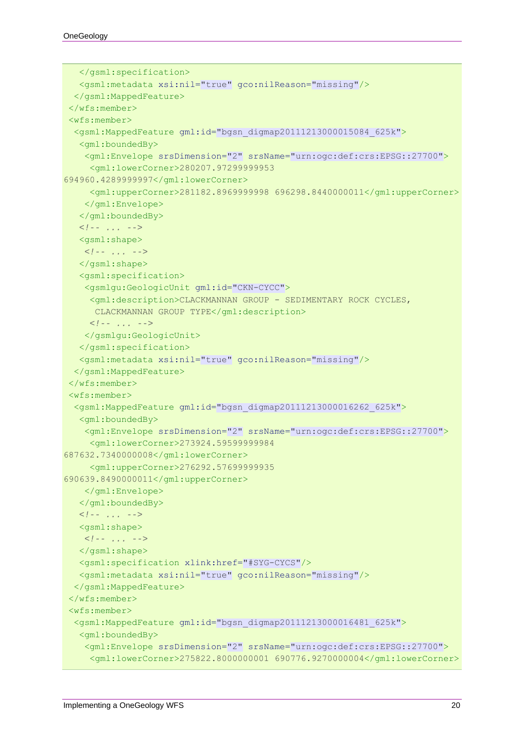```
    </gsml:specification>
    <gsml:metadata xsi:nil="true" gco:nilReason="missing"/>
   </gsml:MappedFeature>
  </wfs:member>
  <wfs:member>
   <gsml:MappedFeature gml:id="bgsn_digmap20111213000015084_625k">
    <gml:boundedBy>
     <gml:Envelope srsDimension="2" srsName="urn:ogc:def:crs:EPSG::27700">
      <gml:lowerCorner>280207.97299999953
694960.4289999997</gml:lowerCorner>
      <gml:upperCorner>281182.8969999998 696298.8440000011</gml:upperCorner>
     </gml:Envelope>
    </gml:boundedBy>
    <!-- ... -->
    <gsml:shape>
     <!-- ... -->
    </gsml:shape>
    <gsml:specification>
     <gsmlgu:GeologicUnit gml:id="CKN-CYCC">
      <gml:description>CLACKMANNAN GROUP - SEDIMENTARY ROCK CYCLES,
       CLACKMANNAN GROUP TYPE</gml:description>
      <!-- ... -->
     </gsmlgu:GeologicUnit>
    </gsml:specification>
    <gsml:metadata xsi:nil="true" gco:nilReason="missing"/>
   </gsml:MappedFeature>
  </wfs:member>
  <wfs:member>
   <gsml:MappedFeature gml:id="bgsn_digmap20111213000016262_625k">
    <gml:boundedBy>
     <gml:Envelope srsDimension="2" srsName="urn:ogc:def:crs:EPSG::27700">
      <gml:lowerCorner>273924.59599999984
687632.7340000008</gml:lowerCorner>
      <gml:upperCorner>276292.57699999935
690639.8490000011</gml:upperCorner>
     </gml:Envelope>
    </gml:boundedBy>
    <!-- ... -->
    <gsml:shape>
     <!-- ... -->
    </gsml:shape>
    <gsml:specification xlink:href="#SYG-CYCS"/>
    <gsml:metadata xsi:nil="true" gco:nilReason="missing"/>
   </gsml:MappedFeature>
  </wfs:member>
  <wfs:member>
   <gsml:MappedFeature gml:id="bgsn_digmap20111213000016481_625k">
    <gml:boundedBy>
     <gml:Envelope srsDimension="2" srsName="urn:ogc:def:crs:EPSG::27700">
      <gml:lowerCorner>275822.8000000001 690776.9270000004</gml:lowerCorner>
```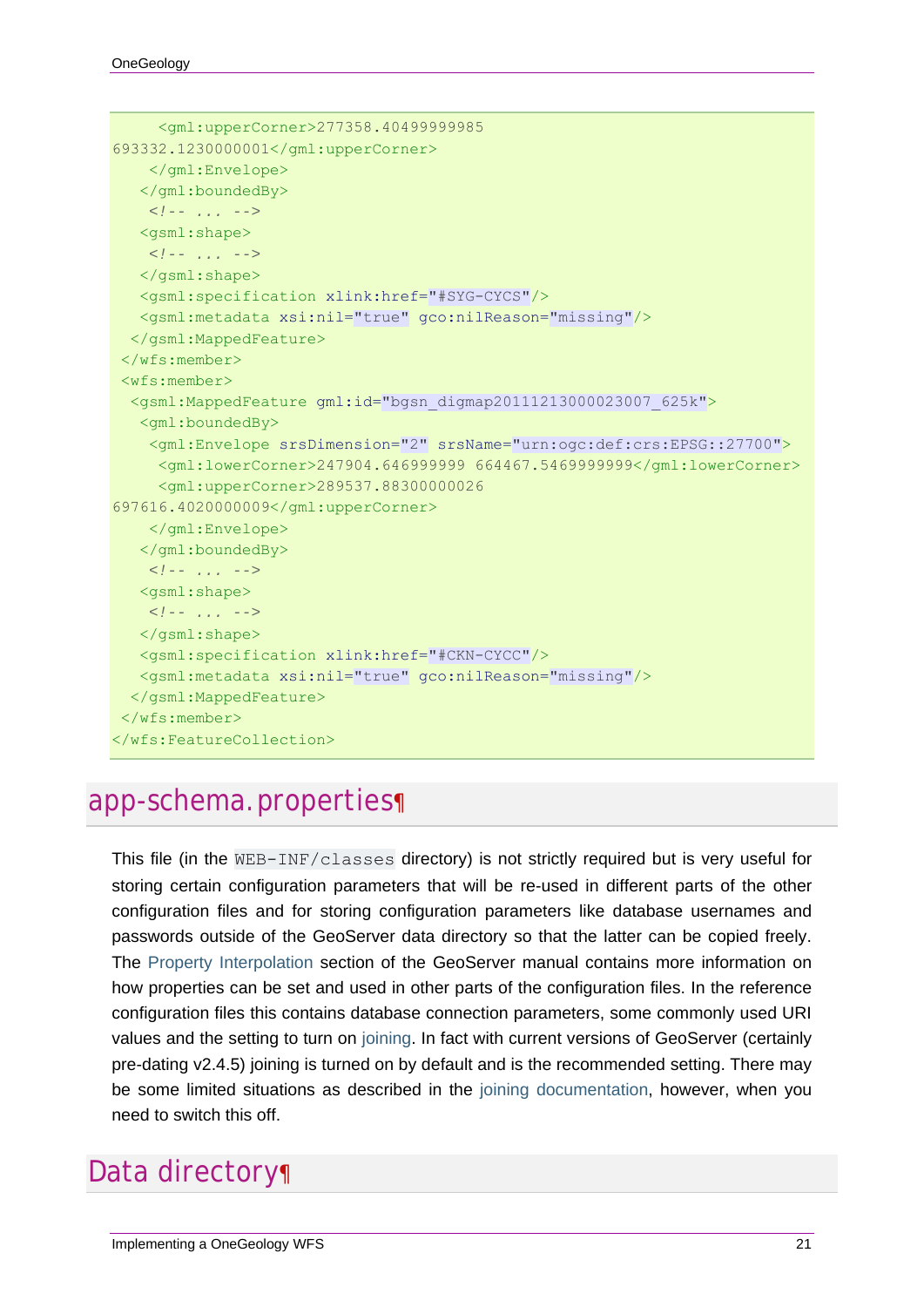```
      <gml:upperCorner>277358.40499999985
693332.1230000001</gml:upperCorner>
    </gml:Envelope>
   </gml:boundedBy>
    <!-- ... -->
   <gsml:shape>
    <!-- ... -->
   </gsml:shape>
   <gsml:specification xlink:href="#SYG-CYCS"/>
   <gsml:metadata xsi:nil="true" gco:nilReason="missing"/>
  </gsml:MappedFeature>
 </wfs:member>
 <wfs:member>
  <gsml:MappedFeature gml:id="bgsn_digmap20111213000023007_625k">
   <gml:boundedBy>
    <gml:Envelope srsDimension="2" srsName="urn:ogc:def:crs:EPSG::27700">
     <gml:lowerCorner>247904.646999999 664467.5469999999</gml:lowerCorner>
     <gml:upperCorner>289537.88300000026
697616.4020000009</gml:upperCorner>
    </gml:Envelope>
   </gml:boundedBy>
    <!-- ... -->
   <gsml:shape>
    <!-- ... -->
   </gsml:shape>
   <gsml:specification xlink:href="#CKN-CYCC"/>
   <gsml:metadata xsi:nil="true" gco:nilReason="missing"/>
  </gsml:MappedFeature>
 </wfs:member>
</wfs:FeatureCollection>
```

## app-schema.properties¶

This file (in the `WEB-INF/classes` directory) is not strictly required but is very useful for storing certain configuration parameters that will be re-used in different parts of the other configuration files and for storing configuration parameters like database usernames and passwords outside of the GeoServer data directory so that the latter can be copied freely. The Property Interpolation section of the GeoServer manual contains more information on how properties can be set and used in other parts of the configuration files. In the reference configuration files this contains database connection parameters, some commonly used URI values and the setting to turn on joining. In fact with current versions of GeoServer (certainly pre-dating v2.4.5) joining is turned on by default and is the recommended setting. There may be some limited situations as described in the joining documentation, however, when you need to switch this off.

## Data directory¶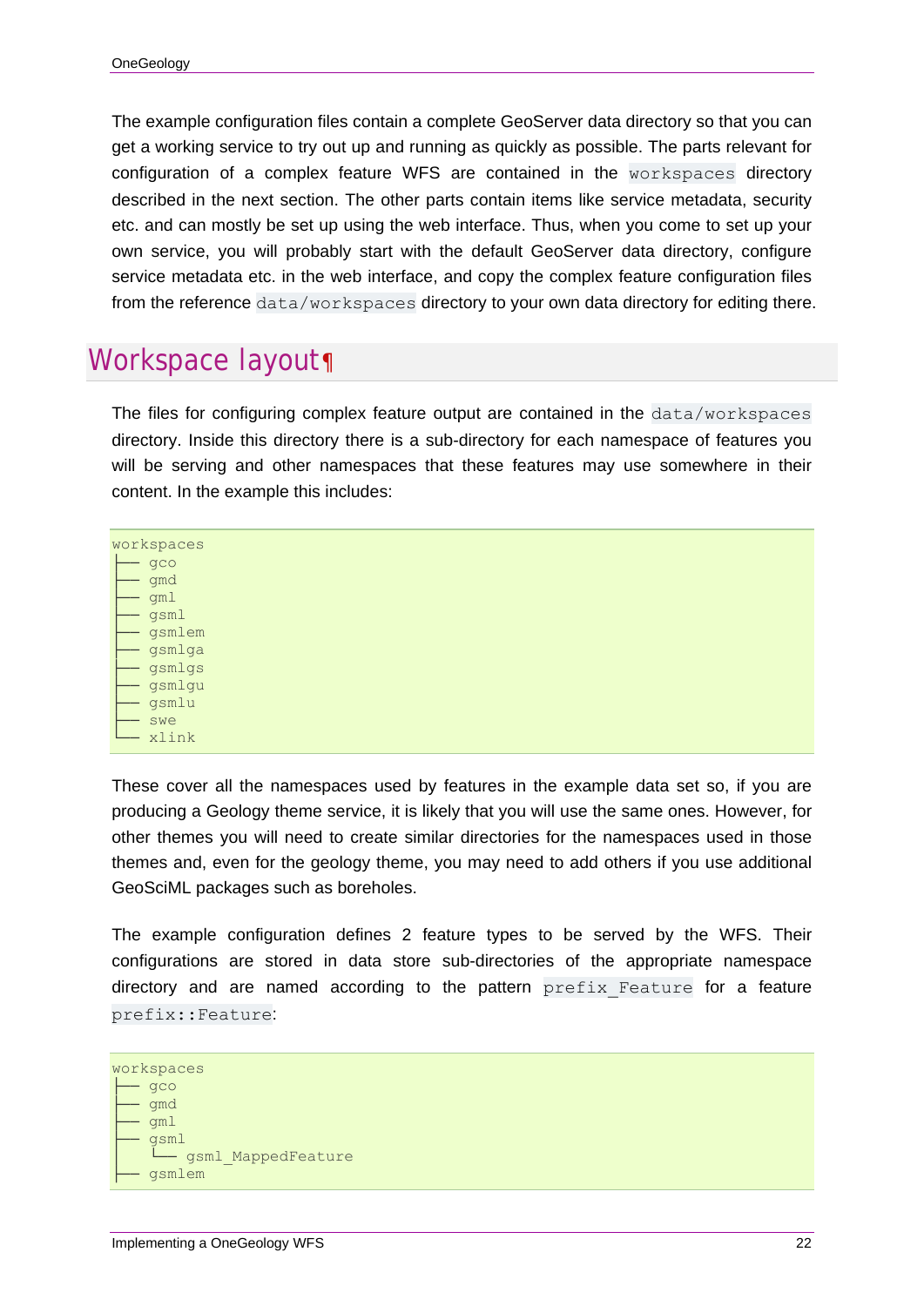The example configuration files contain a complete GeoServer data directory so that you can get a working service to try out up and running as quickly as possible. The parts relevant for configuration of a complex feature WFS are contained in the `workspaces` directory described in the next section. The other parts contain items like service metadata, security etc. and can mostly be set up using the web interface. Thus, when you come to set up your own service, you will probably start with the default GeoServer data directory, configure service metadata etc. in the web interface, and copy the complex feature configuration files from the reference `data/workspaces` directory to your own data directory for editing there.

## Workspace layout¶

The files for configuring complex feature output are contained in the `data/workspaces` directory. Inside this directory there is a sub-directory for each namespace of features you will be serving and other namespaces that these features may use somewhere in their content. In the example this includes:

```
workspaces
├── gco
├── gmd
├── gml
├── gsml
├── gsmlem
├── gsmlga
├── gsmlgs
├── gsmlgu
├── gsmlu
├── swe
└── xlink
```

These cover all the namespaces used by features in the example data set so, if you are producing a Geology theme service, it is likely that you will use the same ones. However, for other themes you will need to create similar directories for the namespaces used in those themes and, even for the geology theme, you may need to add others if you use additional GeoSciML packages such as boreholes.

The example configuration defines 2 feature types to be served by the WFS. Their configurations are stored in data store sub-directories of the appropriate namespace directory and are named according to the pattern `prefix_Feature` for a feature `prefix::Feature`:

```
workspaces
├── gco
├── gmd
├── gml
├── gsml
│   └── gsml_MappedFeature
├── gsmlem
```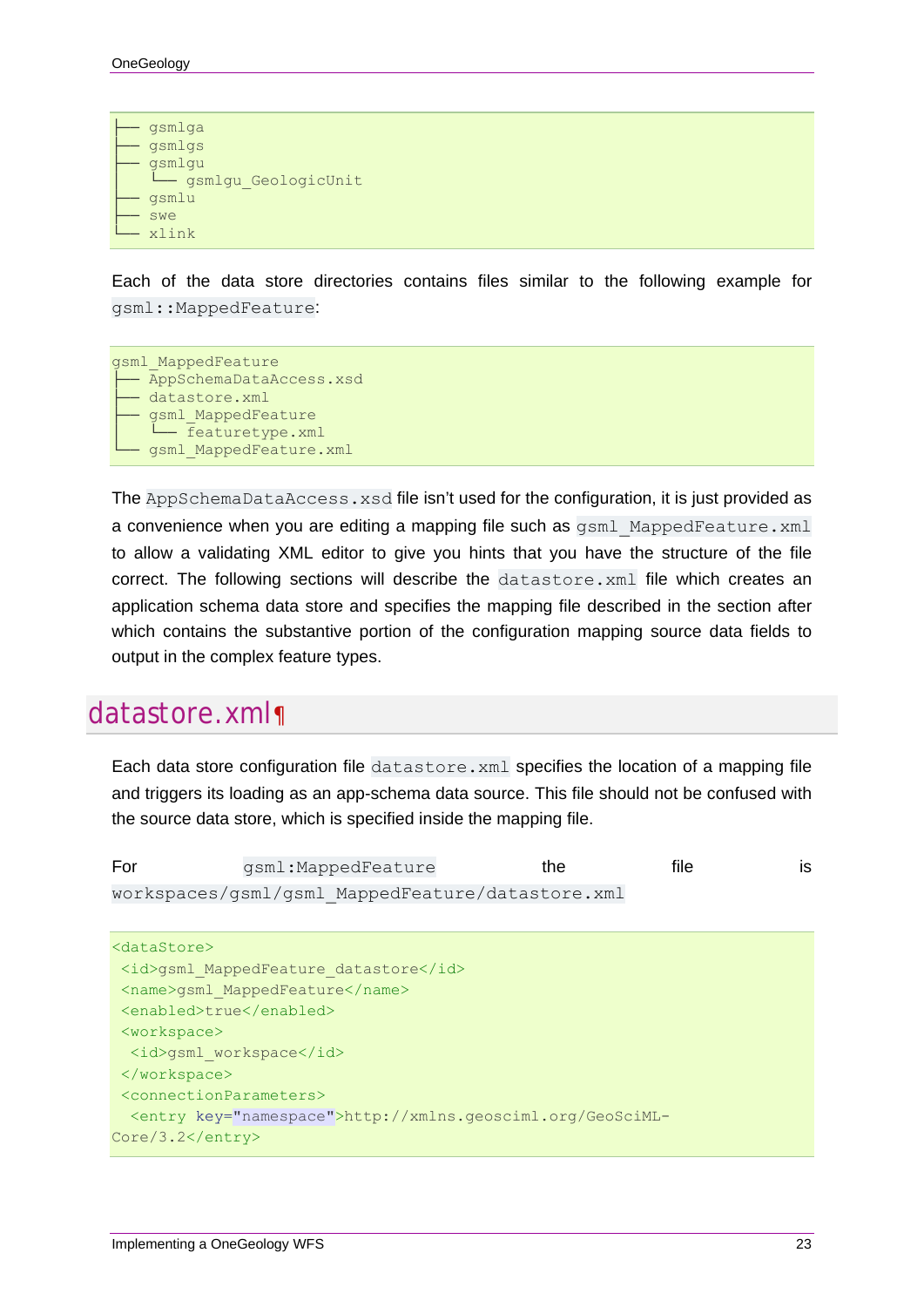```
├── gsmlga
├── gsmlgs
├── gsmlgu
│   └── gsmlgu_GeologicUnit
├── gsmlu
├── swe
└── xlink
```

Each of the data store directories contains files similar to the following example for `gsml::MappedFeature`:

```
gsml_MappedFeature
├── AppSchemaDataAccess.xsd
├── datastore.xml
├── gsml_MappedFeature
│   └── featuretype.xml
└── gsml_MappedFeature.xml
```

The `AppSchemaDataAccess.xsd` file isn't used for the configuration, it is just provided as a convenience when you are editing a mapping file such as `gsml_MappedFeature.xml` to allow a validating XML editor to give you hints that you have the structure of the file correct. The following sections will describe the `datastore.xml` file which creates an application schema data store and specifies the mapping file described in the section after which contains the substantive portion of the configuration mapping source data fields to output in the complex feature types.

## datastore.xml¶

Each data store configuration file `datastore.xml` specifies the location of a mapping file and triggers its loading as an app-schema data source. This file should not be confused with the source data store, which is specified inside the mapping file.

For `gsml:MappedFeature` the file is `workspaces/gsml/gsml_MappedFeature/datastore.xml`

```xml
<dataStore>
 <id>gsml_MappedFeature_datastore</id>
 <name>gsml_MappedFeature</name>
 <enabled>true</enabled>
 <workspace>
  <id>gsml_workspace</id>
 </workspace>
 <connectionParameters>
  <entry key="namespace">http://xmlns.geosciml.org/GeoSciML-Core/3.2</entry>
```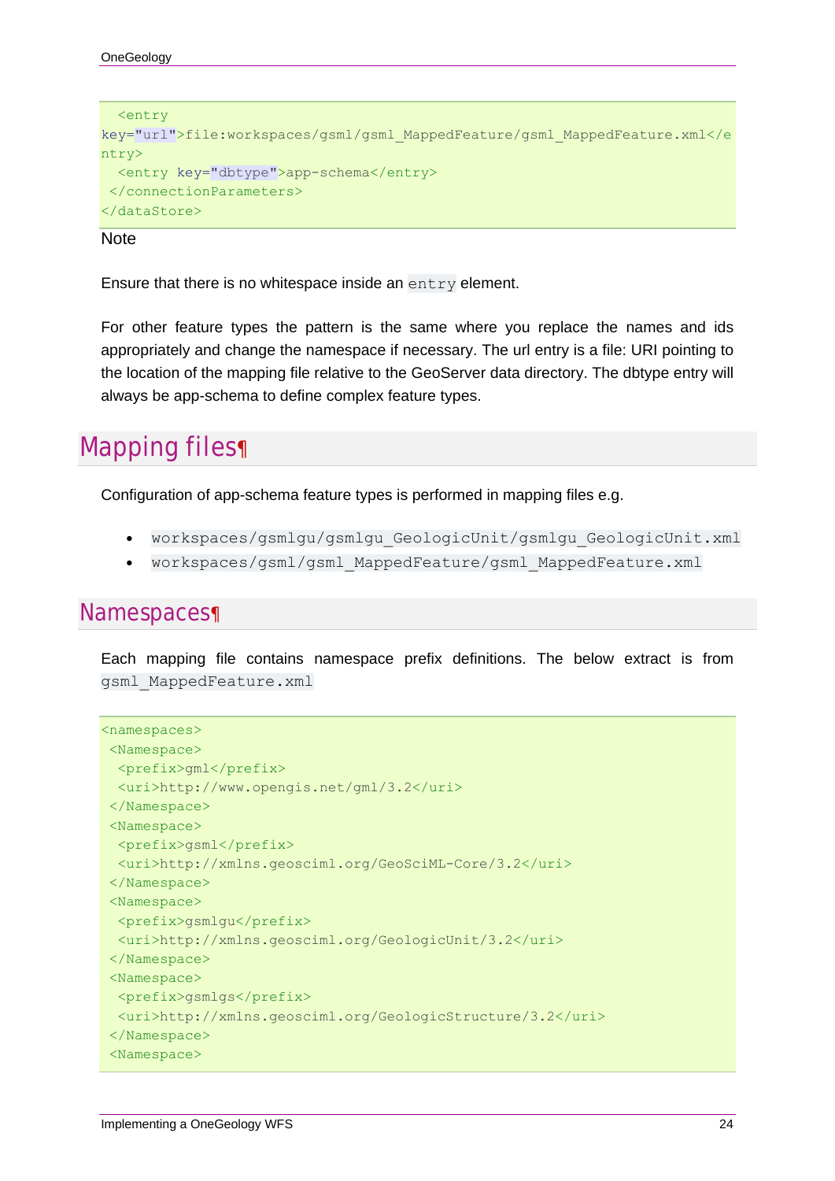```
  <entry
key="url">file:workspaces/gsml/gsml_MappedFeature/gsml_MappedFeature.xml</e
ntry>
  <entry key="dbtype">app-schema</entry>
 </connectionParameters>
</dataStore>
```

Note

Ensure that there is no whitespace inside an `entry` element.

For other feature types the pattern is the same where you replace the names and ids appropriately and change the namespace if necessary. The url entry is a file: URI pointing to the location of the mapping file relative to the GeoServer data directory. The dbtype entry will always be app-schema to define complex feature types.

## Mapping files¶

Configuration of app-schema feature types is performed in mapping files e.g.

- `workspaces/gsmlgu/gsmlgu_GeologicUnit/gsmlgu_GeologicUnit.xml`
- `workspaces/gsml/gsml_MappedFeature/gsml_MappedFeature.xml`

## Namespaces¶

Each mapping file contains namespace prefix definitions. The below extract is from `gsml_MappedFeature.xml`

```
<namespaces>
 <Namespace>
  <prefix>gml</prefix>
  <uri>http://www.opengis.net/gml/3.2</uri>
 </Namespace>
 <Namespace>
  <prefix>gsml</prefix>
  <uri>http://xmlns.geosciml.org/GeoSciML-Core/3.2</uri>
 </Namespace>
 <Namespace>
  <prefix>gsmlgu</prefix>
  <uri>http://xmlns.geosciml.org/GeologicUnit/3.2</uri>
 </Namespace>
 <Namespace>
  <prefix>gsmlgs</prefix>
  <uri>http://xmlns.geosciml.org/GeologicStructure/3.2</uri>
 </Namespace>
 <Namespace>
```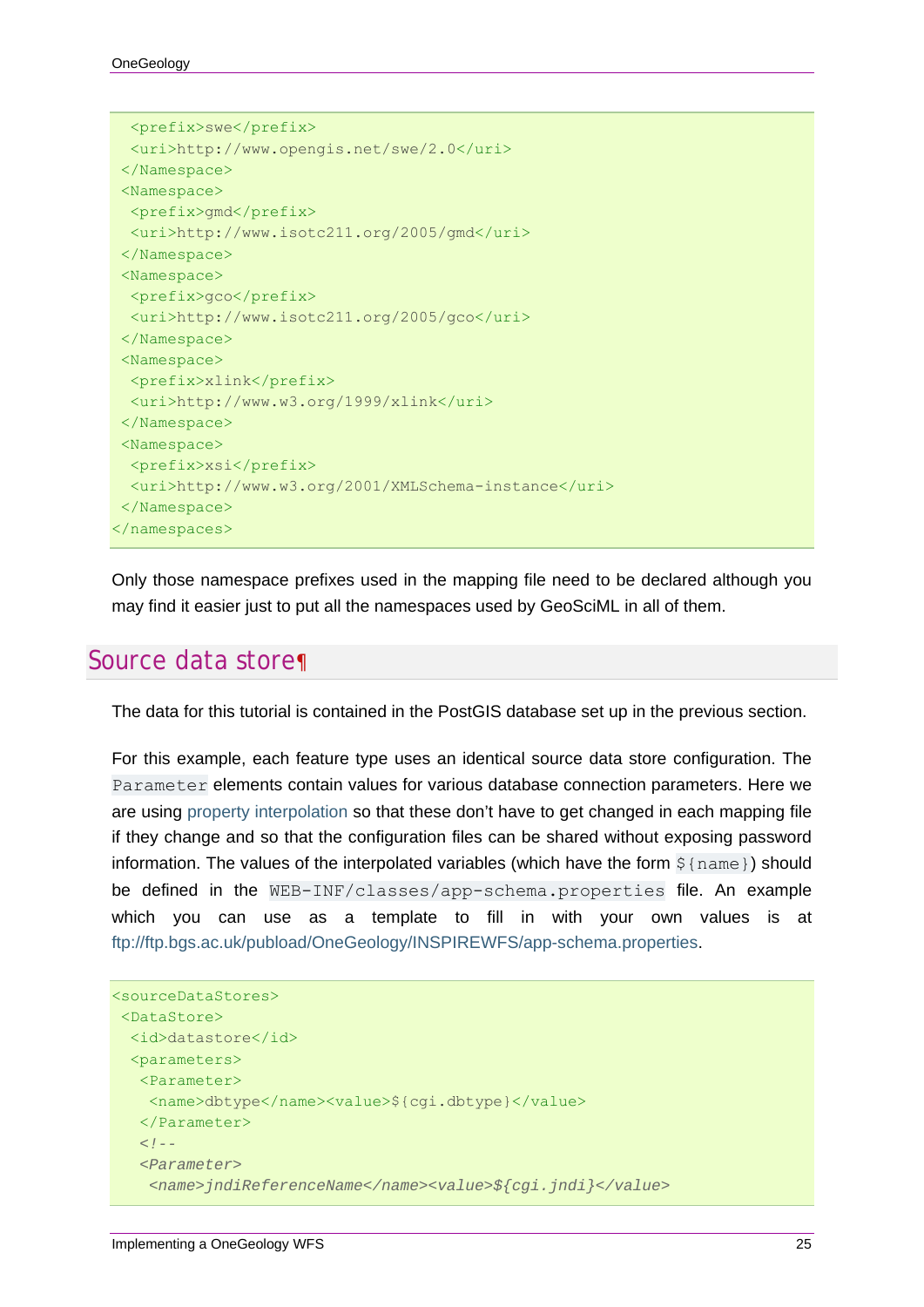```
  <prefix>swe</prefix>
  <uri>http://www.opengis.net/swe/2.0</uri>
 </Namespace>
 <Namespace>
  <prefix>gmd</prefix>
  <uri>http://www.isotc211.org/2005/gmd</uri>
 </Namespace>
 <Namespace>
  <prefix>gco</prefix>
  <uri>http://www.isotc211.org/2005/gco</uri>
 </Namespace>
 <Namespace>
  <prefix>xlink</prefix>
  <uri>http://www.w3.org/1999/xlink</uri>
 </Namespace>
 <Namespace>
  <prefix>xsi</prefix>
  <uri>http://www.w3.org/2001/XMLSchema-instance</uri>
 </Namespace>
</namespaces>
```

Only those namespace prefixes used in the mapping file need to be declared although you may find it easier just to put all the namespaces used by GeoSciML in all of them.

## Source data store¶

The data for this tutorial is contained in the PostGIS database set up in the previous section.

For this example, each feature type uses an identical source data store configuration. The `Parameter` elements contain values for various database connection parameters. Here we are using property interpolation so that these don't have to get changed in each mapping file if they change and so that the configuration files can be shared without exposing password information. The values of the interpolated variables (which have the form `${name}`) should be defined in the `WEB-INF/classes/app-schema.properties` file. An example which you can use as a template to fill in with your own values is at ftp://ftp.bgs.ac.uk/pubload/OneGeology/INSPIREWFS/app-schema.properties.

```
<sourceDataStores>
 <DataStore>
  <id>datastore</id>
  <parameters>
   <Parameter>
    <name>dbtype</name><value>${cgi.dbtype}</value>
   </Parameter>
   <!--
   <Parameter>
    <name>jndiReferenceName</name><value>${cgi.jndi}</value>
```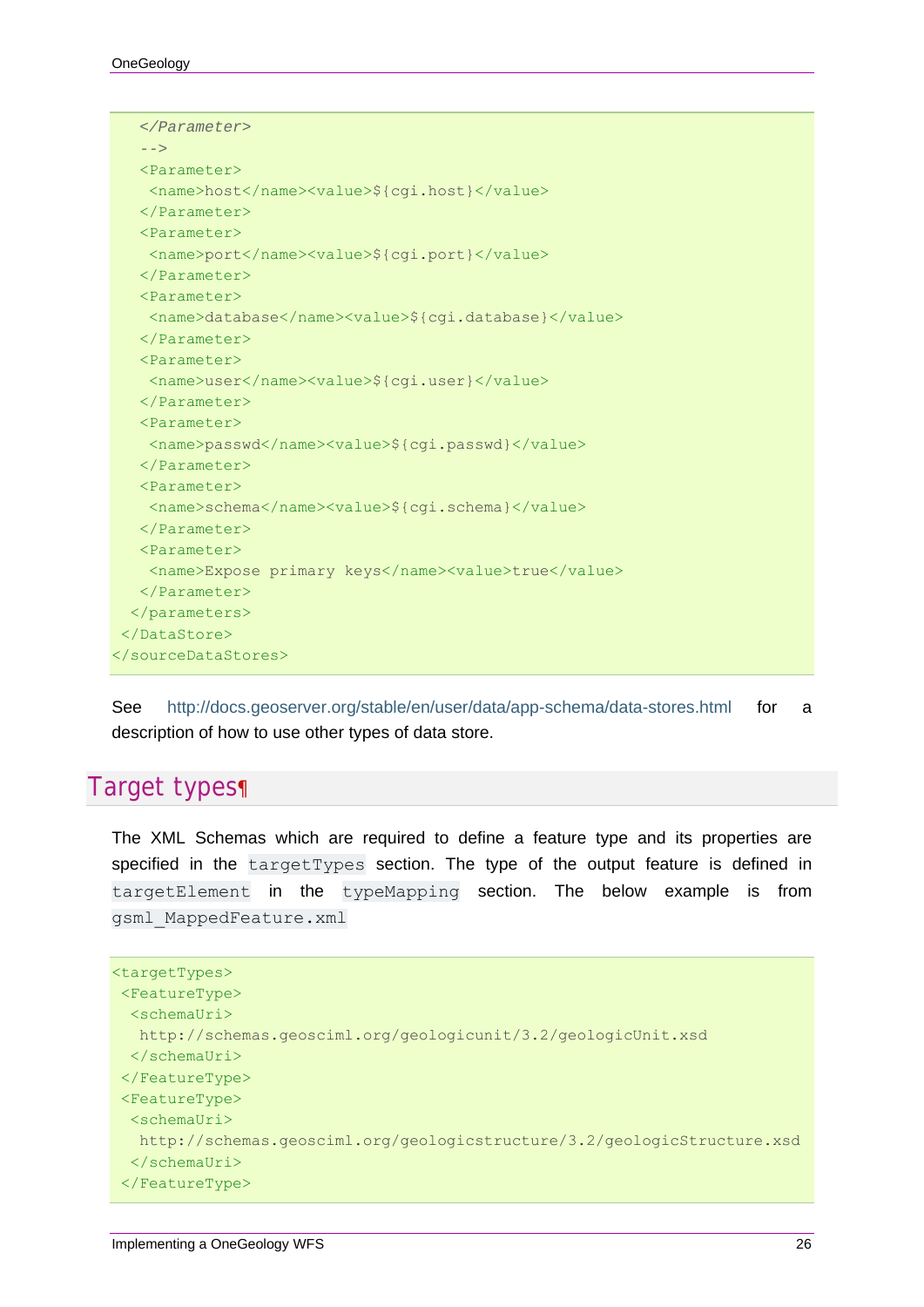```
  </Parameter>
  -->
  <Parameter>
   <name>host</name><value>${cgi.host}</value>
  </Parameter>
  <Parameter>
   <name>port</name><value>${cgi.port}</value>
  </Parameter>
  <Parameter>
   <name>database</name><value>${cgi.database}</value>
  </Parameter>
  <Parameter>
   <name>user</name><value>${cgi.user}</value>
  </Parameter>
  <Parameter>
   <name>passwd</name><value>${cgi.passwd}</value>
  </Parameter>
  <Parameter>
   <name>schema</name><value>${cgi.schema}</value>
  </Parameter>
  <Parameter>
   <name>Expose primary keys</name><value>true</value>
  </Parameter>
 </parameters>
 </DataStore>
</sourceDataStores>
```

See http://docs.geoserver.org/stable/en/user/data/app-schema/data-stores.html for a description of how to use other types of data store.

## Target types¶

The XML Schemas which are required to define a feature type and its properties are specified in the `targetTypes` section. The type of the output feature is defined in `targetElement` in the `typeMapping` section. The below example is from `gsml_MappedFeature.xml`

```
<targetTypes>
 <FeatureType>
  <schemaUri>
   http://schemas.geosciml.org/geologicunit/3.2/geologicUnit.xsd
  </schemaUri>
 </FeatureType>
 <FeatureType>
  <schemaUri>
   http://schemas.geosciml.org/geologicstructure/3.2/geologicStructure.xsd
  </schemaUri>
 </FeatureType>
```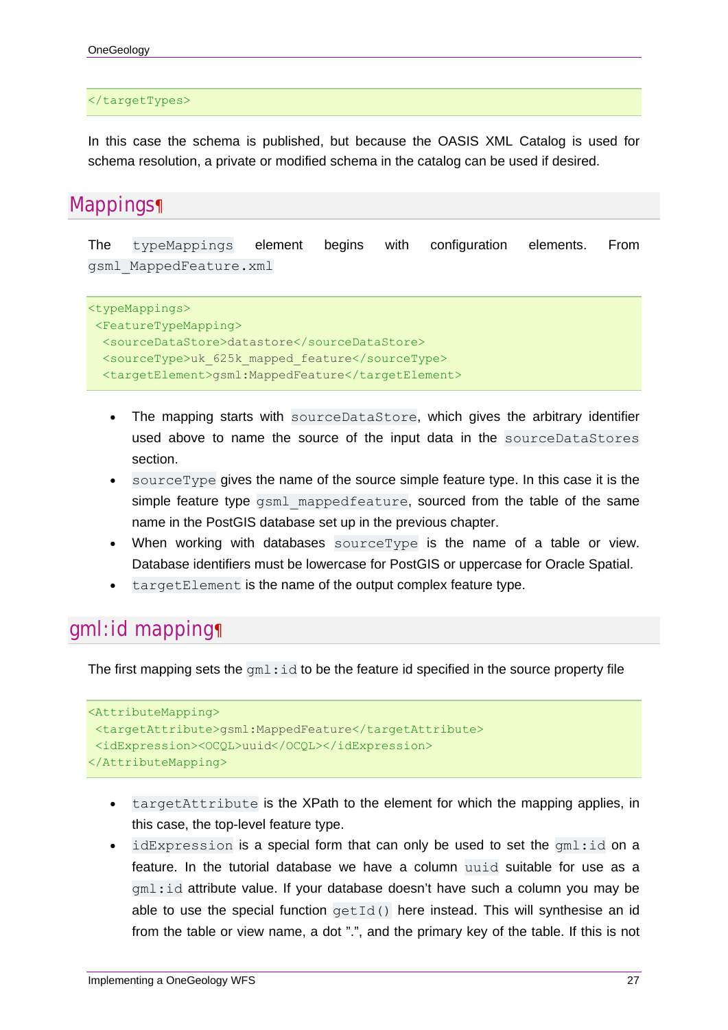```
</targetTypes>
```

In this case the schema is published, but because the OASIS XML Catalog is used for schema resolution, a private or modified schema in the catalog can be used if desired.

## Mappings

The `typeMappings` element begins with configuration elements. From `gsml_MappedFeature.xml`

```
<typeMappings>
 <FeatureTypeMapping>
  <sourceDataStore>datastore</sourceDataStore>
  <sourceType>uk_625k_mapped_feature</sourceType>
  <targetElement>gsml:MappedFeature</targetElement>
```

- The mapping starts with `sourceDataStore`, which gives the arbitrary identifier used above to name the source of the input data in the `sourceDataStores` section.
- `sourceType` gives the name of the source simple feature type. In this case it is the simple feature type `gsml_mappedfeature`, sourced from the table of the same name in the PostGIS database set up in the previous chapter.
- When working with databases `sourceType` is the name of a table or view. Database identifiers must be lowercase for PostGIS or uppercase for Oracle Spatial.
- `targetElement` is the name of the output complex feature type.

## gml:id mapping

The first mapping sets the `gml:id` to be the feature id specified in the source property file

```
<AttributeMapping>
 <targetAttribute>gsml:MappedFeature</targetAttribute>
 <idExpression><OCQL>uuid</OCQL></idExpression>
</AttributeMapping>
```

- `targetAttribute` is the XPath to the element for which the mapping applies, in this case, the top-level feature type.
- `idExpression` is a special form that can only be used to set the `gml:id` on a feature. In the tutorial database we have a column `uuid` suitable for use as a `gml:id` attribute value. If your database doesn't have such a column you may be able to use the special function `getId()` here instead. This will synthesise an id from the table or view name, a dot ".", and the primary key of the table. If this is not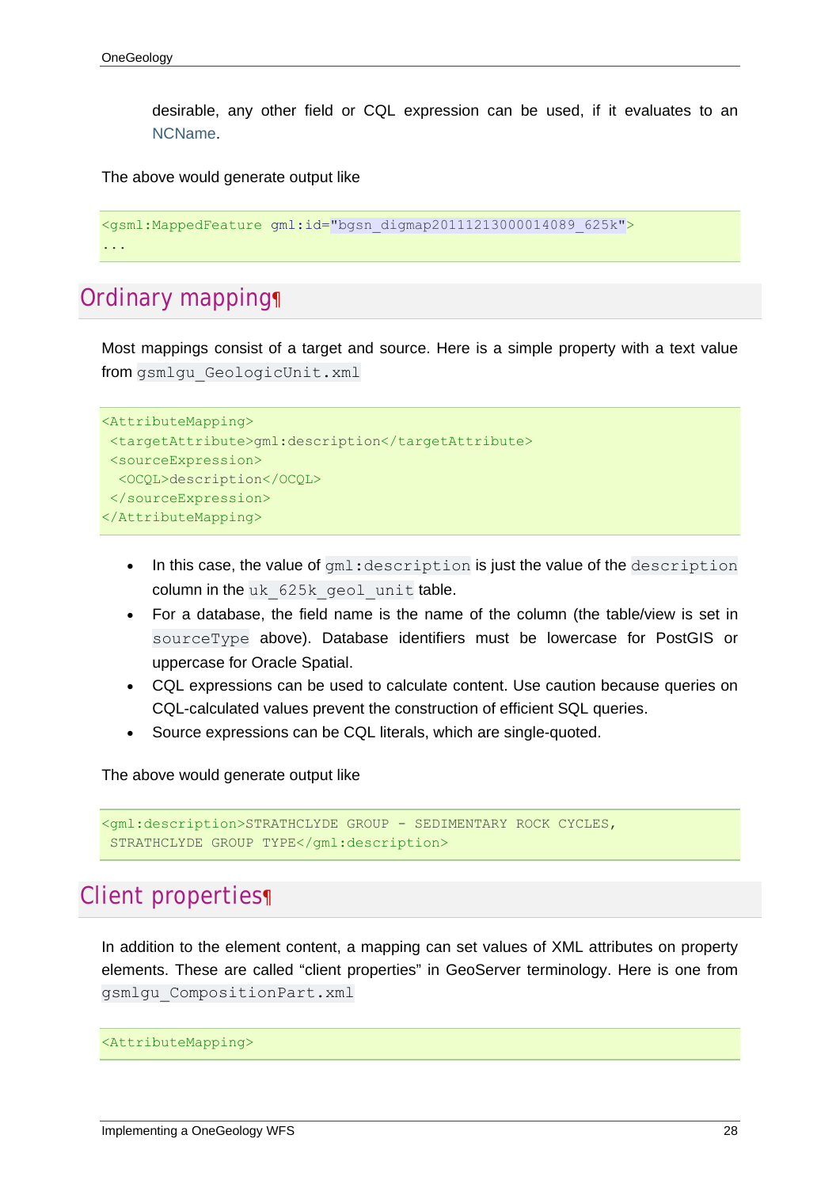desirable, any other field or CQL expression can be used, if it evaluates to an NCName.

The above would generate output like

```
<gsml:MappedFeature gml:id="bgsn_digmap20111213000014089_625k">
...
```

## Ordinary mapping¶

Most mappings consist of a target and source. Here is a simple property with a text value from `gsmlgu_GeologicUnit.xml`

```
<AttributeMapping>
 <targetAttribute>gml:description</targetAttribute>
 <sourceExpression>
  <OCQL>description</OCQL>
 </sourceExpression>
</AttributeMapping>
```

- In this case, the value of `gml:description` is just the value of the `description` column in the `uk_625k_geol_unit` table.
- For a database, the field name is the name of the column (the table/view is set in `sourceType` above). Database identifiers must be lowercase for PostGIS or uppercase for Oracle Spatial.
- CQL expressions can be used to calculate content. Use caution because queries on CQL-calculated values prevent the construction of efficient SQL queries.
- Source expressions can be CQL literals, which are single-quoted.

The above would generate output like

```
<gml:description>STRATHCLYDE GROUP - SEDIMENTARY ROCK CYCLES,
 STRATHCLYDE GROUP TYPE</gml:description>
```

## Client properties¶

In addition to the element content, a mapping can set values of XML attributes on property elements. These are called "client properties" in GeoServer terminology. Here is one from `gsmlgu_CompositionPart.xml`

```
<AttributeMapping>
```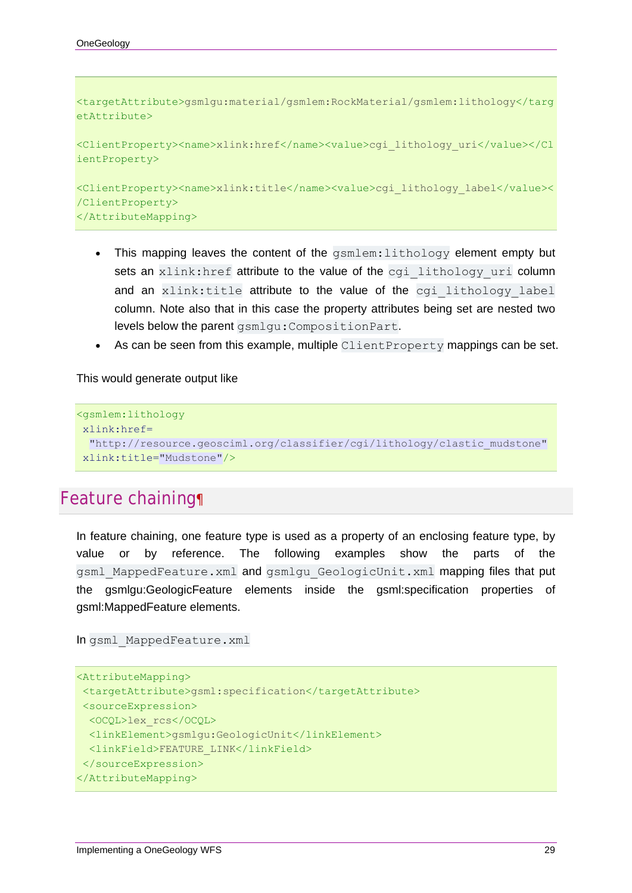```
<targetAttribute>gsmlgu:material/gsmlem:RockMaterial/gsmlem:lithology</targetAttribute>

<ClientProperty><name>xlink:href</name><value>cgi_lithology_uri</value></ClientProperty>

<ClientProperty><name>xlink:title</name><value>cgi_lithology_label</value></ClientProperty>
</AttributeMapping>
```

- This mapping leaves the content of the `gsmlem:lithology` element empty but sets an `xlink:href` attribute to the value of the `cgi_lithology_uri` column and an `xlink:title` attribute to the value of the `cgi_lithology_label` column. Note also that in this case the property attributes being set are nested two levels below the parent `gsmlgu:CompositionPart`.
- As can be seen from this example, multiple `ClientProperty` mappings can be set.

This would generate output like

```
<gsmlem:lithology
 xlink:href=
  "http://resource.geosciml.org/classifier/cgi/lithology/clastic_mudstone"
 xlink:title="Mudstone"/>
```

## Feature chaining¶

In feature chaining, one feature type is used as a property of an enclosing feature type, by value or by reference. The following examples show the parts of the `gsml_MappedFeature.xml` and `gsmlgu_GeologicUnit.xml` mapping files that put the gsmlgu:GeologicFeature elements inside the gsml:specification properties of gsml:MappedFeature elements.

In `gsml_MappedFeature.xml`

```
<AttributeMapping>
 <targetAttribute>gsml:specification</targetAttribute>
 <sourceExpression>
  <OCQL>lex_rcs</OCQL>
  <linkElement>gsmlgu:GeologicUnit</linkElement>
  <linkField>FEATURE_LINK</linkField>
 </sourceExpression>
</AttributeMapping>
```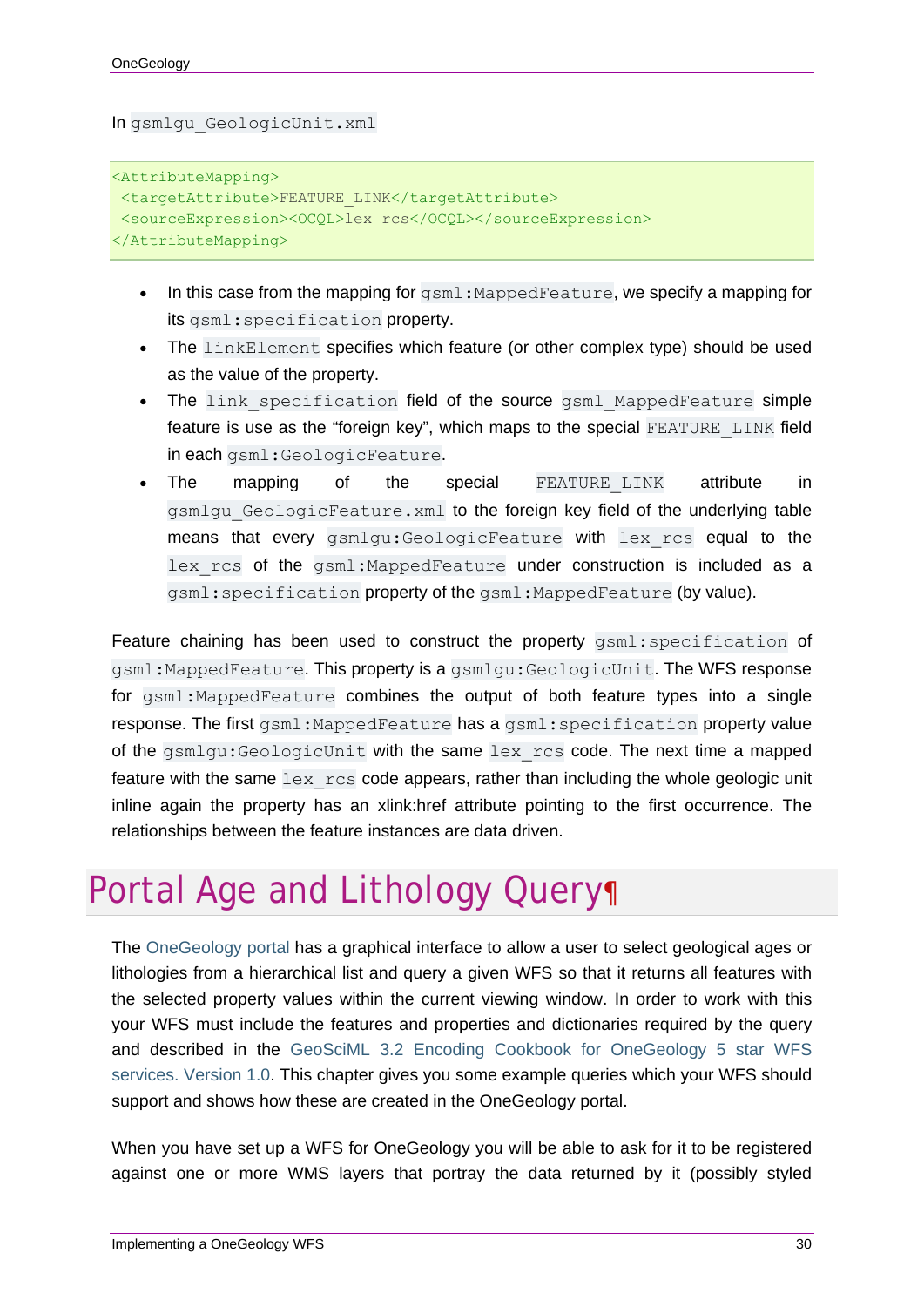In `gsmlgu_GeologicUnit.xml`

```
<AttributeMapping>
 <targetAttribute>FEATURE_LINK</targetAttribute>
 <sourceExpression><OCQL>lex_rcs</OCQL></sourceExpression>
</AttributeMapping>
```

- In this case from the mapping for `gsml:MappedFeature`, we specify a mapping for its `gsml:specification` property.
- The `linkElement` specifies which feature (or other complex type) should be used as the value of the property.
- The `link_specification` field of the source `gsml_MappedFeature` simple feature is use as the "foreign key", which maps to the special `FEATURE_LINK` field in each `gsml:GeologicFeature`.
- The mapping of the special `FEATURE_LINK` attribute in `gsmlgu_GeologicFeature.xml` to the foreign key field of the underlying table means that every `gsmlgu:GeologicFeature` with `lex_rcs` equal to the `lex_rcs` of the `gsml:MappedFeature` under construction is included as a `gsml:specification` property of the `gsml:MappedFeature` (by value).

Feature chaining has been used to construct the property `gsml:specification` of `gsml:MappedFeature`. This property is a `gsmlgu:GeologicUnit`. The WFS response for `gsml:MappedFeature` combines the output of both feature types into a single response. The first `gsml:MappedFeature` has a `gsml:specification` property value of the `gsmlgu:GeologicUnit` with the same `lex_rcs` code. The next time a mapped feature with the same `lex_rcs` code appears, rather than including the whole geologic unit inline again the property has an xlink:href attribute pointing to the first occurrence. The relationships between the feature instances are data driven.

# Portal Age and Lithology Query

The OneGeology portal has a graphical interface to allow a user to select geological ages or lithologies from a hierarchical list and query a given WFS so that it returns all features with the selected property values within the current viewing window. In order to work with this your WFS must include the features and properties and dictionaries required by the query and described in the GeoSciML 3.2 Encoding Cookbook for OneGeology 5 star WFS services. Version 1.0. This chapter gives you some example queries which your WFS should support and shows how these are created in the OneGeology portal.

When you have set up a WFS for OneGeology you will be able to ask for it to be registered against one or more WMS layers that portray the data returned by it (possibly styled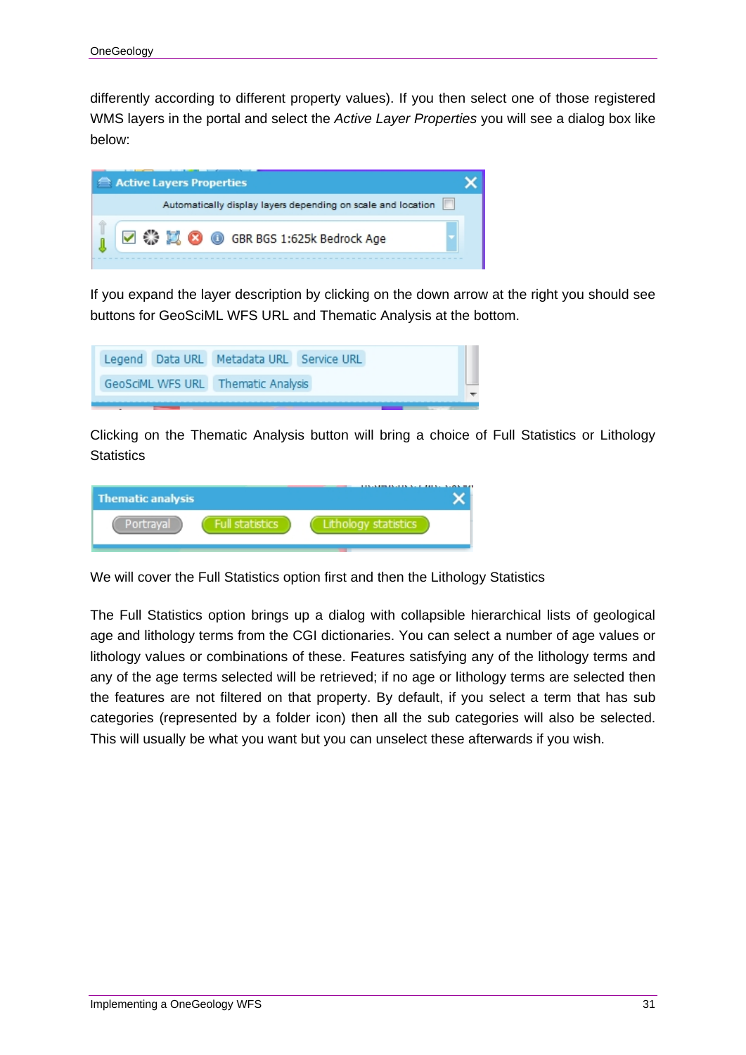differently according to different property values). If you then select one of those registered WMS layers in the portal and select the *Active Layer Properties* you will see a dialog box like below:

If you expand the layer description by clicking on the down arrow at the right you should see buttons for GeoSciML WFS URL and Thematic Analysis at the bottom.

Clicking on the Thematic Analysis button will bring a choice of Full Statistics or Lithology Statistics

We will cover the Full Statistics option first and then the Lithology Statistics

The Full Statistics option brings up a dialog with collapsible hierarchical lists of geological age and lithology terms from the CGI dictionaries. You can select a number of age values or lithology values or combinations of these. Features satisfying any of the lithology terms and any of the age terms selected will be retrieved; if no age or lithology terms are selected then the features are not filtered on that property. By default, if you select a term that has sub categories (represented by a folder icon) then all the sub categories will also be selected. This will usually be what you want but you can unselect these afterwards if you wish.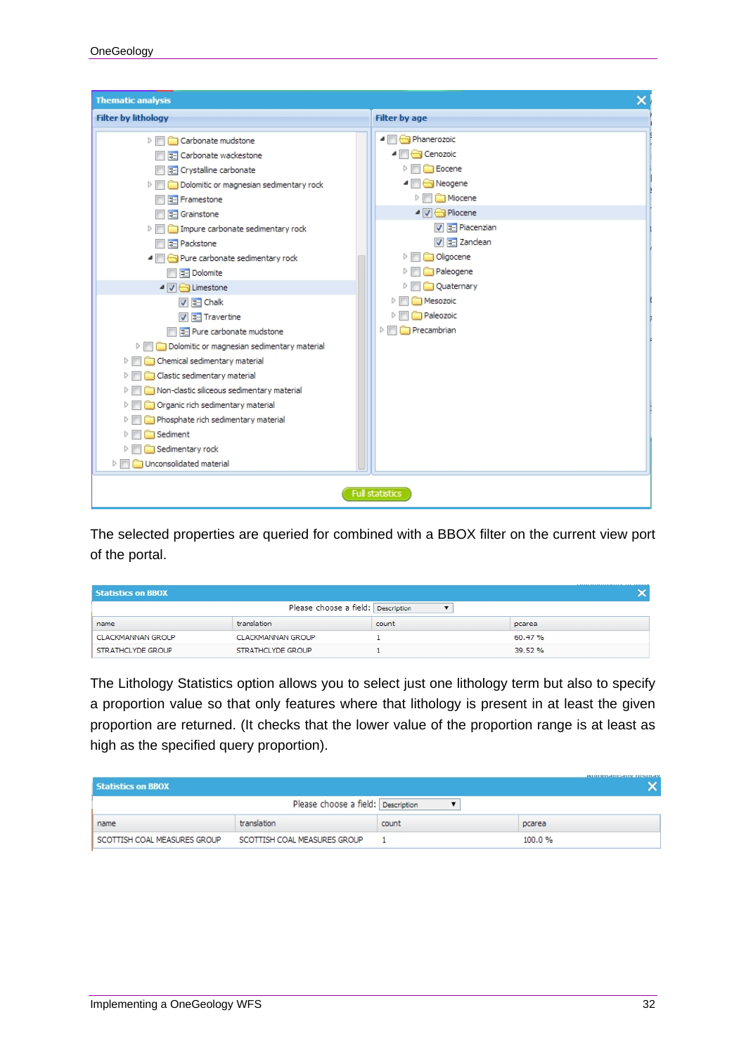The selected properties are queried for combined with a BBOX filter on the current view port of the portal.

The Lithology Statistics option allows you to select just one lithology term but also to specify a proportion value so that only features where that lithology is present in at least the given proportion are returned. (It checks that the lower value of the proportion range is at least as high as the specified query proportion).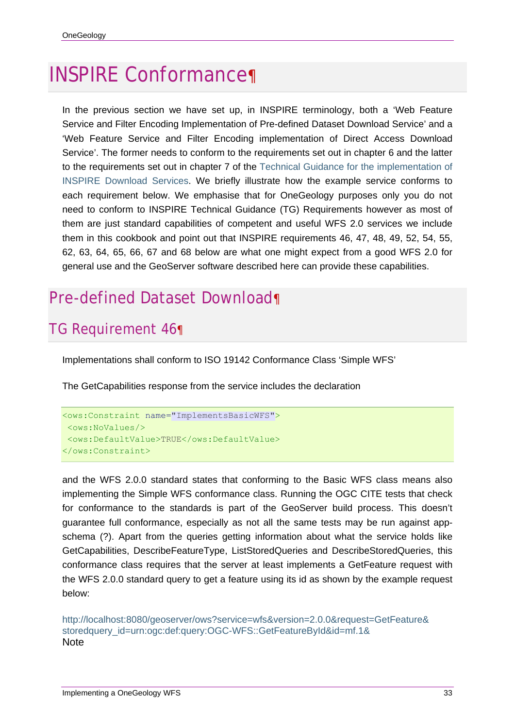# INSPIRE Conformance

In the previous section we have set up, in INSPIRE terminology, both a ‘Web Feature Service and Filter Encoding Implementation of Pre-defined Dataset Download Service’ and a ‘Web Feature Service and Filter Encoding implementation of Direct Access Download Service’. The former needs to conform to the requirements set out in chapter 6 and the latter to the requirements set out in chapter 7 of the Technical Guidance for the implementation of INSPIRE Download Services. We briefly illustrate how the example service conforms to each requirement below. We emphasise that for OneGeology purposes only you do not need to conform to INSPIRE Technical Guidance (TG) Requirements however as most of them are just standard capabilities of competent and useful WFS 2.0 services we include them in this cookbook and point out that INSPIRE requirements 46, 47, 48, 49, 52, 54, 55, 62, 63, 64, 65, 66, 67 and 68 below are what one might expect from a good WFS 2.0 for general use and the GeoServer software described here can provide these capabilities.

## Pre-defined Dataset Download

### TG Requirement 46

Implementations shall conform to ISO 19142 Conformance Class ‘Simple WFS’

The GetCapabilities response from the service includes the declaration

```
<ows:Constraint name="ImplementsBasicWFS">
 <ows:NoValues/>
 <ows:DefaultValue>TRUE</ows:DefaultValue>
</ows:Constraint>
```

and the WFS 2.0.0 standard states that conforming to the Basic WFS class means also implementing the Simple WFS conformance class. Running the OGC CITE tests that check for conformance to the standards is part of the GeoServer build process. This doesn’t guarantee full conformance, especially as not all the same tests may be run against app-schema (?). Apart from the queries getting information about what the service holds like GetCapabilities, DescribeFeatureType, ListStoredQueries and DescribeStoredQueries, this conformance class requires that the server at least implements a GetFeature request with the WFS 2.0.0 standard query to get a feature using its id as shown by the example request below:

http://localhost:8080/geoserver/ows?service=wfs&version=2.0.0&request=GetFeature&storedquery_id=urn:ogc:def:query:OGC-WFS::GetFeatureById&id=mf.1&

Note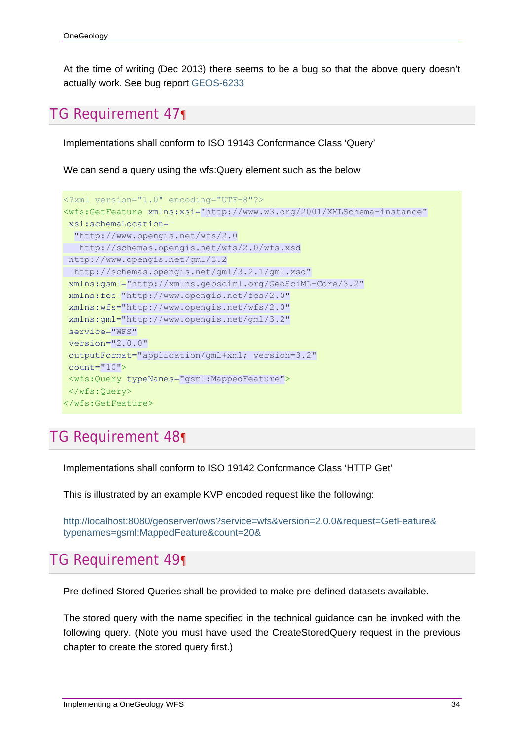At the time of writing (Dec 2013) there seems to be a bug so that the above query doesn't actually work. See bug report GEOS-6233

## TG Requirement 47¶

Implementations shall conform to ISO 19143 Conformance Class 'Query'

We can send a query using the wfs:Query element such as the below

```
<?xml version="1.0" encoding="UTF-8"?>
<wfs:GetFeature xmlns:xsi="http://www.w3.org/2001/XMLSchema-instance"
 xsi:schemaLocation=
  "http://www.opengis.net/wfs/2.0
   http://schemas.opengis.net/wfs/2.0/wfs.xsd
 http://www.opengis.net/gml/3.2
  http://schemas.opengis.net/gml/3.2.1/gml.xsd"
 xmlns:gsml="http://xmlns.geosciml.org/GeoSciML-Core/3.2"
 xmlns:fes="http://www.opengis.net/fes/2.0"
 xmlns:wfs="http://www.opengis.net/wfs/2.0"
 xmlns:gml="http://www.opengis.net/gml/3.2"
 service="WFS"
 version="2.0.0"
 outputFormat="application/gml+xml; version=3.2"
 count="10">
 <wfs:Query typeNames="gsml:MappedFeature">
 </wfs:Query>
</wfs:GetFeature>
```

## TG Requirement 48¶

Implementations shall conform to ISO 19142 Conformance Class 'HTTP Get'

This is illustrated by an example KVP encoded request like the following:

http://localhost:8080/geoserver/ows?service=wfs&version=2.0.0&request=GetFeature&typenames=gsml:MappedFeature&count=20&

## TG Requirement 49¶

Pre-defined Stored Queries shall be provided to make pre-defined datasets available.

The stored query with the name specified in the technical guidance can be invoked with the following query. (Note you must have used the CreateStoredQuery request in the previous chapter to create the stored query first.)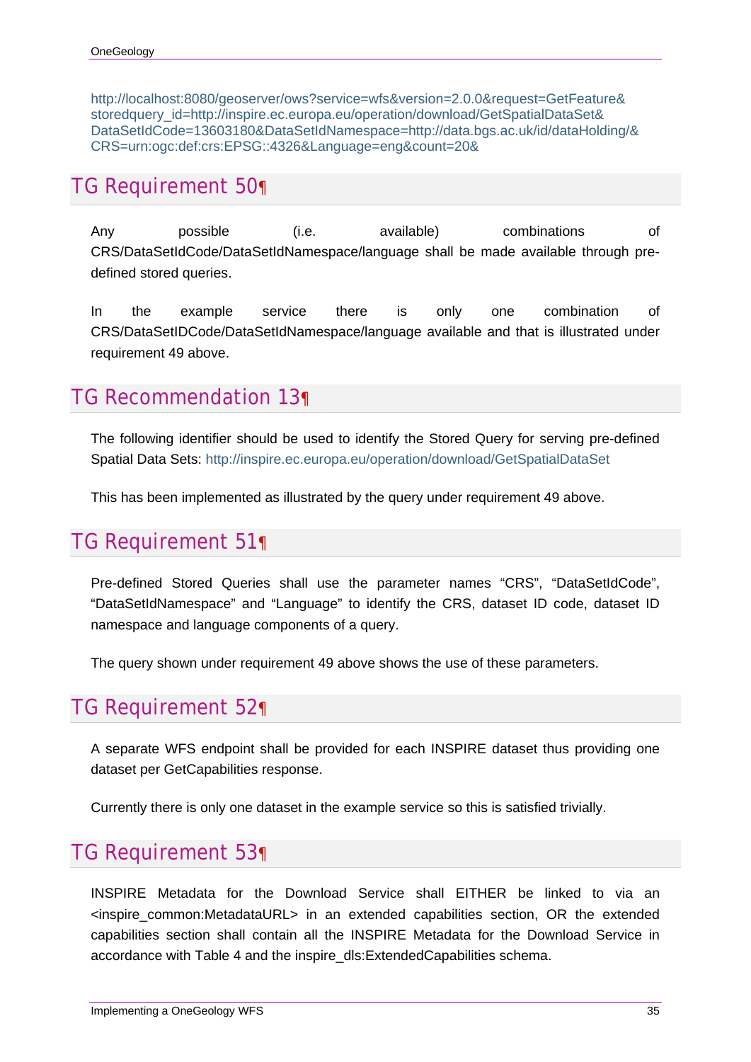http://localhost:8080/geoserver/ows?service=wfs&version=2.0.0&request=GetFeature&storedquery_id=http://inspire.ec.europa.eu/operation/download/GetSpatialDataSet&DataSetIdCode=13603180&DataSetIdNamespace=http://data.bgs.ac.uk/id/dataHolding/&CRS=urn:ogc:def:crs:EPSG::4326&Language=eng&count=20&

## TG Requirement 50

Any possible (i.e. available) combinations of CRS/DataSetIdCode/DataSetIdNamespace/language shall be made available through pre-defined stored queries.

In the example service there is only one combination of CRS/DataSetIDCode/DataSetIdNamespace/language available and that is illustrated under requirement 49 above.

## TG Recommendation 13

The following identifier should be used to identify the Stored Query for serving pre-defined Spatial Data Sets: http://inspire.ec.europa.eu/operation/download/GetSpatialDataSet

This has been implemented as illustrated by the query under requirement 49 above.

## TG Requirement 51

Pre-defined Stored Queries shall use the parameter names “CRS”, “DataSetIdCode”, “DataSetIdNamespace” and “Language” to identify the CRS, dataset ID code, dataset ID namespace and language components of a query.

The query shown under requirement 49 above shows the use of these parameters.

## TG Requirement 52

A separate WFS endpoint shall be provided for each INSPIRE dataset thus providing one dataset per GetCapabilities response.

Currently there is only one dataset in the example service so this is satisfied trivially.

## TG Requirement 53

INSPIRE Metadata for the Download Service shall EITHER be linked to via an <inspire_common:MetadataURL> in an extended capabilities section, OR the extended capabilities section shall contain all the INSPIRE Metadata for the Download Service in accordance with Table 4 and the inspire_dls:ExtendedCapabilities schema.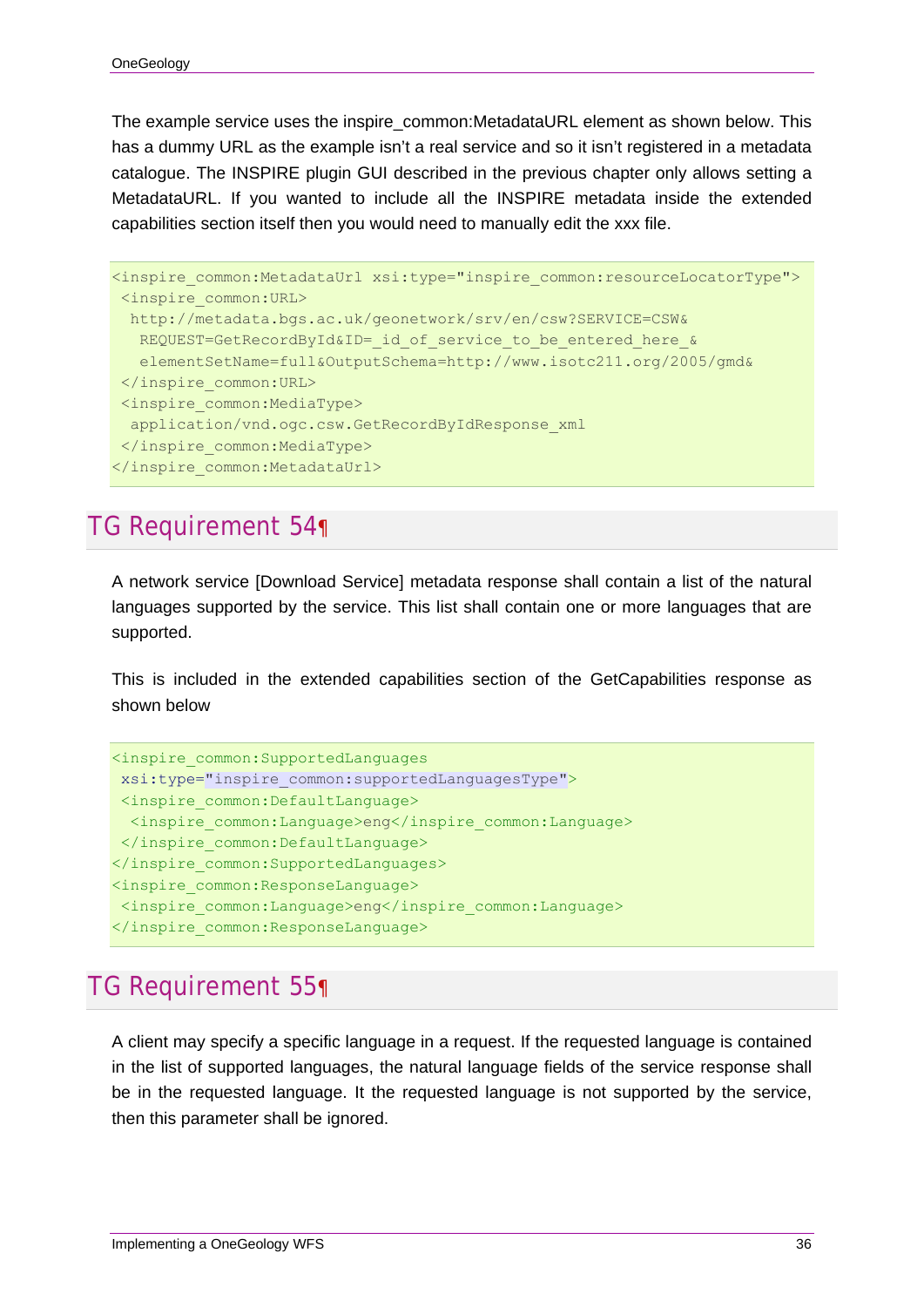The example service uses the inspire_common:MetadataURL element as shown below. This has a dummy URL as the example isn't a real service and so it isn't registered in a metadata catalogue. The INSPIRE plugin GUI described in the previous chapter only allows setting a MetadataURL. If you wanted to include all the INSPIRE metadata inside the extended capabilities section itself then you would need to manually edit the xxx file.

```
<inspire_common:MetadataUrl xsi:type="inspire_common:resourceLocatorType">
 <inspire_common:URL>
  http://metadata.bgs.ac.uk/geonetwork/srv/en/csw?SERVICE=CSW&
   REQUEST=GetRecordById&ID=_id_of_service_to_be_entered_here_&
   elementSetName=full&OutputSchema=http://www.isotc211.org/2005/gmd&
 </inspire_common:URL>
 <inspire_common:MediaType>
  application/vnd.ogc.csw.GetRecordByIdResponse_xml
 </inspire_common:MediaType>
</inspire_common:MetadataUrl>
```

## TG Requirement 54¶

A network service [Download Service] metadata response shall contain a list of the natural languages supported by the service. This list shall contain one or more languages that are supported.

This is included in the extended capabilities section of the GetCapabilities response as shown below

```
<inspire_common:SupportedLanguages
 xsi:type="inspire_common:supportedLanguagesType">
 <inspire_common:DefaultLanguage>
  <inspire_common:Language>eng</inspire_common:Language>
 </inspire_common:DefaultLanguage>
</inspire_common:SupportedLanguages>
<inspire_common:ResponseLanguage>
 <inspire_common:Language>eng</inspire_common:Language>
</inspire_common:ResponseLanguage>
```

## TG Requirement 55¶

A client may specify a specific language in a request. If the requested language is contained in the list of supported languages, the natural language fields of the service response shall be in the requested language. It the requested language is not supported by the service, then this parameter shall be ignored.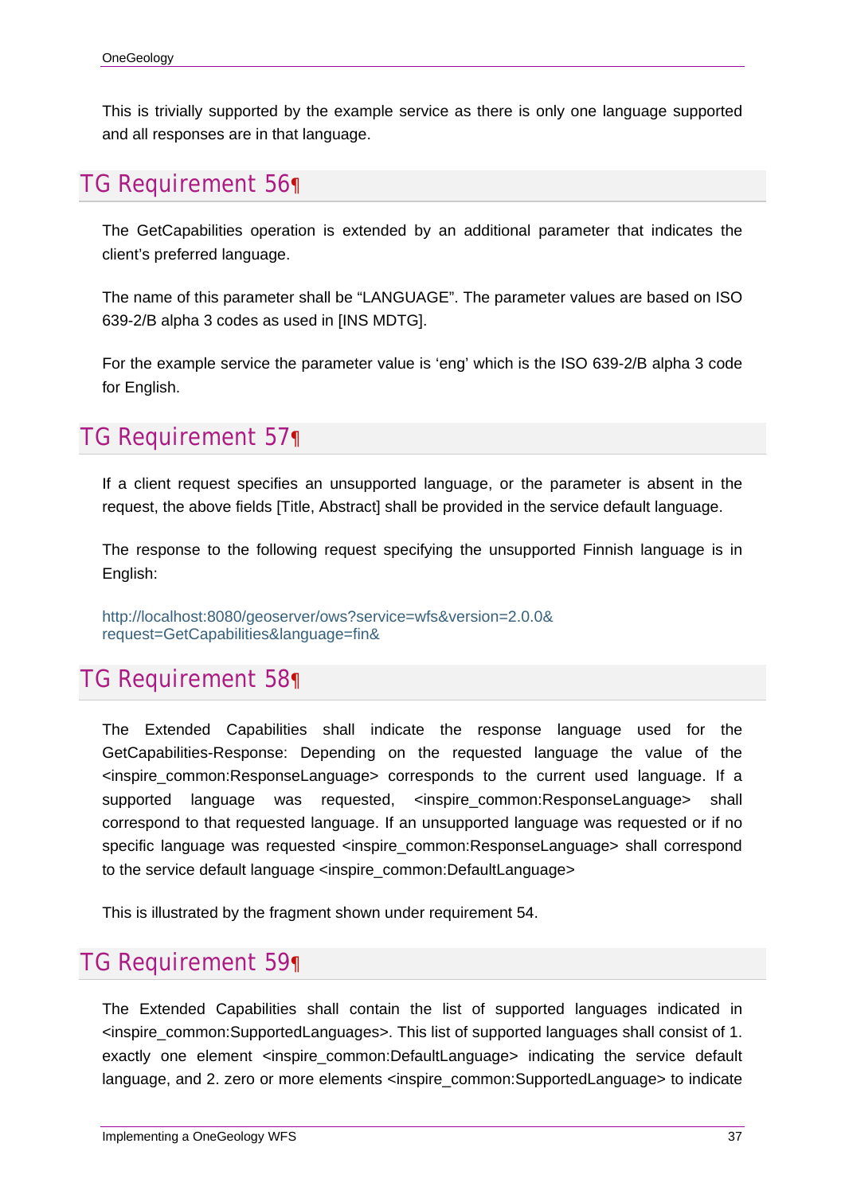This is trivially supported by the example service as there is only one language supported and all responses are in that language.

## TG Requirement 56¶

The GetCapabilities operation is extended by an additional parameter that indicates the client's preferred language.

The name of this parameter shall be "LANGUAGE". The parameter values are based on ISO 639-2/B alpha 3 codes as used in [INS MDTG].

For the example service the parameter value is 'eng' which is the ISO 639-2/B alpha 3 code for English.

## TG Requirement 57¶

If a client request specifies an unsupported language, or the parameter is absent in the request, the above fields [Title, Abstract] shall be provided in the service default language.

The response to the following request specifying the unsupported Finnish language is in English:

http://localhost:8080/geoserver/ows?service=wfs&version=2.0.0&
request=GetCapabilities&language=fin&

## TG Requirement 58¶

The Extended Capabilities shall indicate the response language used for the GetCapabilities-Response: Depending on the requested language the value of the <inspire_common:ResponseLanguage> corresponds to the current used language. If a supported language was requested, <inspire_common:ResponseLanguage> shall correspond to that requested language. If an unsupported language was requested or if no specific language was requested <inspire_common:ResponseLanguage> shall correspond to the service default language <inspire_common:DefaultLanguage>

This is illustrated by the fragment shown under requirement 54.

## TG Requirement 59¶

The Extended Capabilities shall contain the list of supported languages indicated in <inspire_common:SupportedLanguages>. This list of supported languages shall consist of 1. exactly one element <inspire_common:DefaultLanguage> indicating the service default language, and 2. zero or more elements <inspire_common:SupportedLanguage> to indicate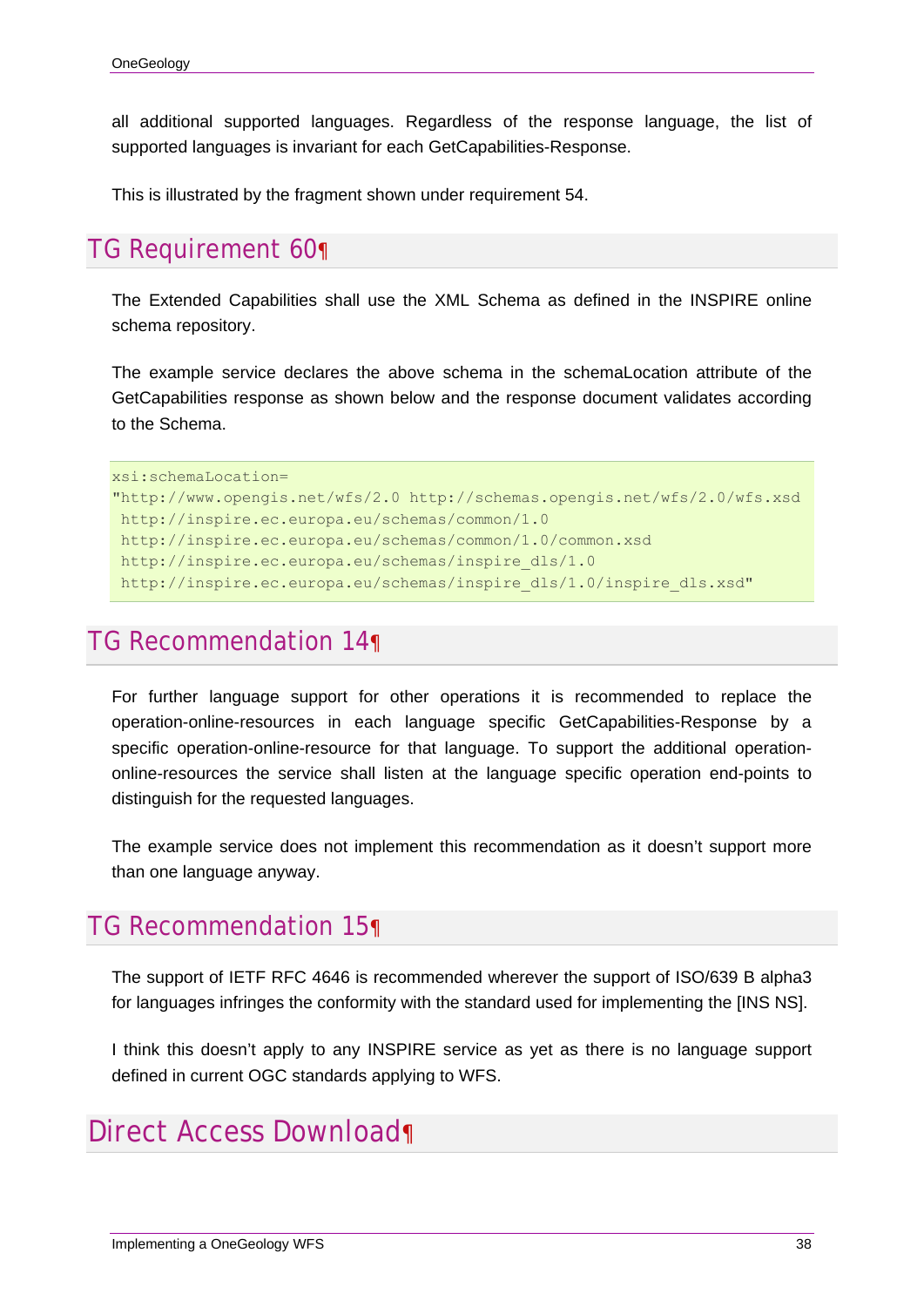all additional supported languages. Regardless of the response language, the list of supported languages is invariant for each GetCapabilities-Response.

This is illustrated by the fragment shown under requirement 54.

## TG Requirement 60¶

The Extended Capabilities shall use the XML Schema as defined in the INSPIRE online schema repository.

The example service declares the above schema in the schemaLocation attribute of the GetCapabilities response as shown below and the response document validates according to the Schema.

```
xsi:schemaLocation=
"http://www.opengis.net/wfs/2.0 http://schemas.opengis.net/wfs/2.0/wfs.xsd
 http://inspire.ec.europa.eu/schemas/common/1.0
 http://inspire.ec.europa.eu/schemas/common/1.0/common.xsd
 http://inspire.ec.europa.eu/schemas/inspire_dls/1.0
 http://inspire.ec.europa.eu/schemas/inspire_dls/1.0/inspire_dls.xsd"
```

## TG Recommendation 14¶

For further language support for other operations it is recommended to replace the operation-online-resources in each language specific GetCapabilities-Response by a specific operation-online-resource for that language. To support the additional operation-online-resources the service shall listen at the language specific operation end-points to distinguish for the requested languages.

The example service does not implement this recommendation as it doesn't support more than one language anyway.

## TG Recommendation 15¶

The support of IETF RFC 4646 is recommended wherever the support of ISO/639 B alpha3 for languages infringes the conformity with the standard used for implementing the [INS NS].

I think this doesn't apply to any INSPIRE service as yet as there is no language support defined in current OGC standards applying to WFS.

# Direct Access Download¶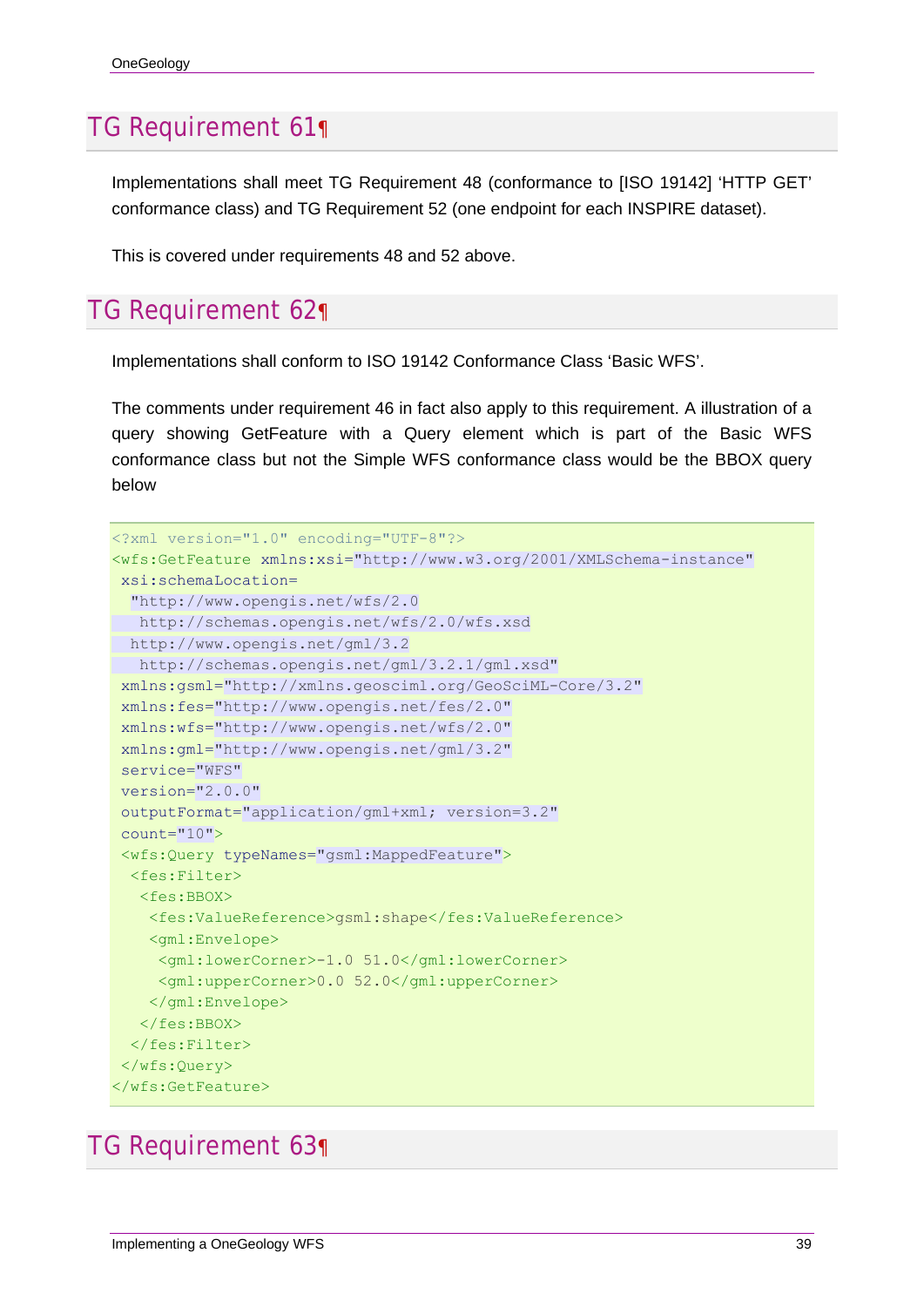## TG Requirement 61

Implementations shall meet TG Requirement 48 (conformance to [ISO 19142] 'HTTP GET' conformance class) and TG Requirement 52 (one endpoint for each INSPIRE dataset).

This is covered under requirements 48 and 52 above.

## TG Requirement 62

Implementations shall conform to ISO 19142 Conformance Class 'Basic WFS'.

The comments under requirement 46 in fact also apply to this requirement. A illustration of a query showing GetFeature with a Query element which is part of the Basic WFS conformance class but not the Simple WFS conformance class would be the BBOX query below

```
<?xml version="1.0" encoding="UTF-8"?>
<wfs:GetFeature xmlns:xsi="http://www.w3.org/2001/XMLSchema-instance"
 xsi:schemaLocation=
  "http://www.opengis.net/wfs/2.0
   http://schemas.opengis.net/wfs/2.0/wfs.xsd
  http://www.opengis.net/gml/3.2
   http://schemas.opengis.net/gml/3.2.1/gml.xsd"
 xmlns:gsml="http://xmlns.geosciml.org/GeoSciML-Core/3.2"
 xmlns:fes="http://www.opengis.net/fes/2.0"
 xmlns:wfs="http://www.opengis.net/wfs/2.0"
 xmlns:gml="http://www.opengis.net/gml/3.2"
 service="WFS"
 version="2.0.0"
 outputFormat="application/gml+xml; version=3.2"
 count="10">
 <wfs:Query typeNames="gsml:MappedFeature">
  <fes:Filter>
   <fes:BBOX>
    <fes:ValueReference>gsml:shape</fes:ValueReference>
    <gml:Envelope>
     <gml:lowerCorner>-1.0 51.0</gml:lowerCorner>
     <gml:upperCorner>0.0 52.0</gml:upperCorner>
    </gml:Envelope>
   </fes:BBOX>
  </fes:Filter>
 </wfs:Query>
</wfs:GetFeature>
```

## TG Requirement 63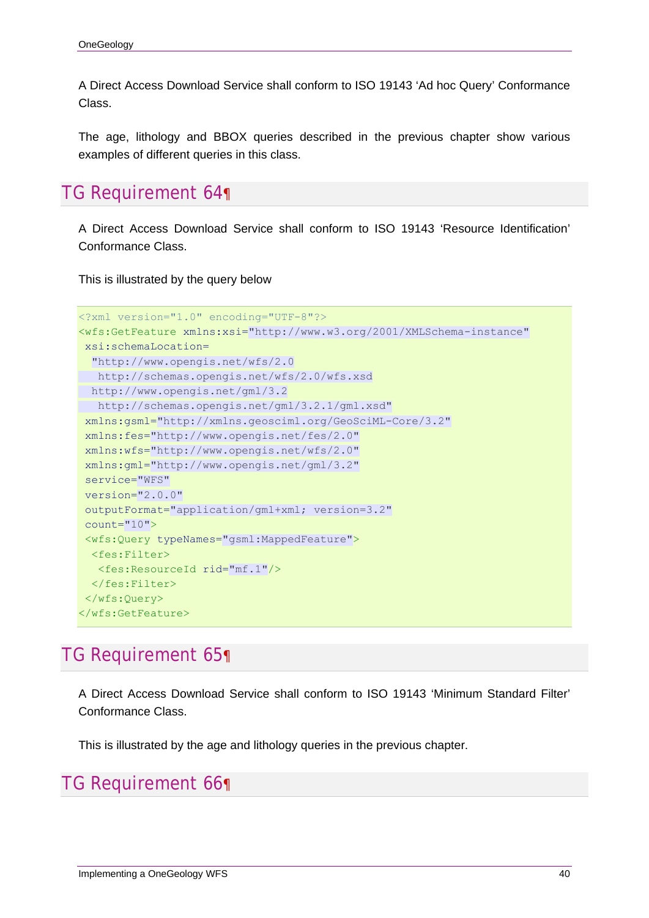A Direct Access Download Service shall conform to ISO 19143 'Ad hoc Query' Conformance Class.

The age, lithology and BBOX queries described in the previous chapter show various examples of different queries in this class.

## TG Requirement 64¶

A Direct Access Download Service shall conform to ISO 19143 'Resource Identification' Conformance Class.

This is illustrated by the query below

```
<?xml version="1.0" encoding="UTF-8"?>
<wfs:GetFeature xmlns:xsi="http://www.w3.org/2001/XMLSchema-instance"
 xsi:schemaLocation=
  "http://www.opengis.net/wfs/2.0
   http://schemas.opengis.net/wfs/2.0/wfs.xsd
  http://www.opengis.net/gml/3.2
   http://schemas.opengis.net/gml/3.2.1/gml.xsd"
 xmlns:gsml="http://xmlns.geosciml.org/GeoSciML-Core/3.2"
 xmlns:fes="http://www.opengis.net/fes/2.0"
 xmlns:wfs="http://www.opengis.net/wfs/2.0"
 xmlns:gml="http://www.opengis.net/gml/3.2"
 service="WFS"
 version="2.0.0"
 outputFormat="application/gml+xml; version=3.2"
 count="10">
 <wfs:Query typeNames="gsml:MappedFeature">
  <fes:Filter>
   <fes:ResourceId rid="mf.1"/>
  </fes:Filter>
 </wfs:Query>
</wfs:GetFeature>
```

## TG Requirement 65¶

A Direct Access Download Service shall conform to ISO 19143 'Minimum Standard Filter' Conformance Class.

This is illustrated by the age and lithology queries in the previous chapter.

## TG Requirement 66¶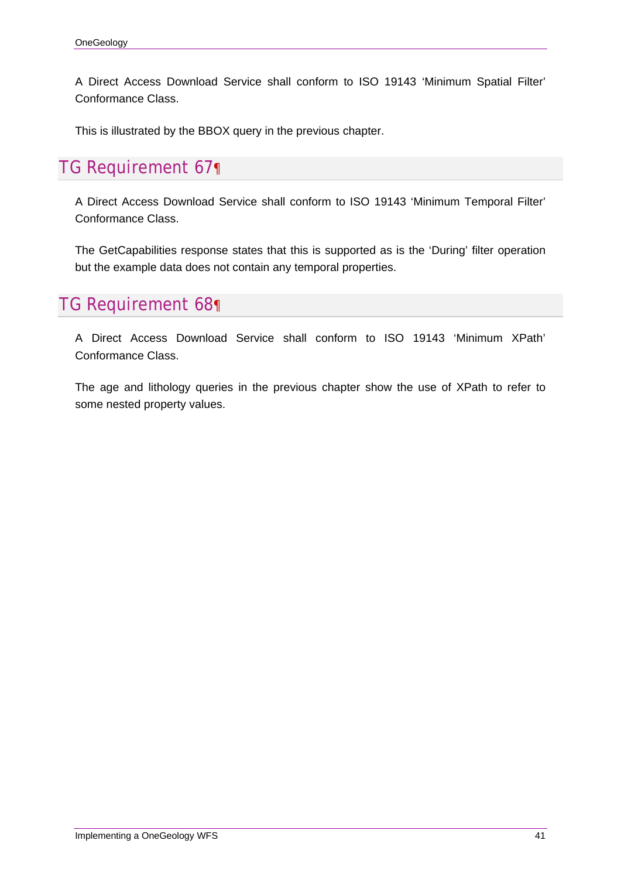A Direct Access Download Service shall conform to ISO 19143 'Minimum Spatial Filter' Conformance Class.

This is illustrated by the BBOX query in the previous chapter.

## TG Requirement 67

A Direct Access Download Service shall conform to ISO 19143 'Minimum Temporal Filter' Conformance Class.

The GetCapabilities response states that this is supported as is the 'During' filter operation but the example data does not contain any temporal properties.

## TG Requirement 68

A Direct Access Download Service shall conform to ISO 19143 'Minimum XPath' Conformance Class.

The age and lithology queries in the previous chapter show the use of XPath to refer to some nested property values.